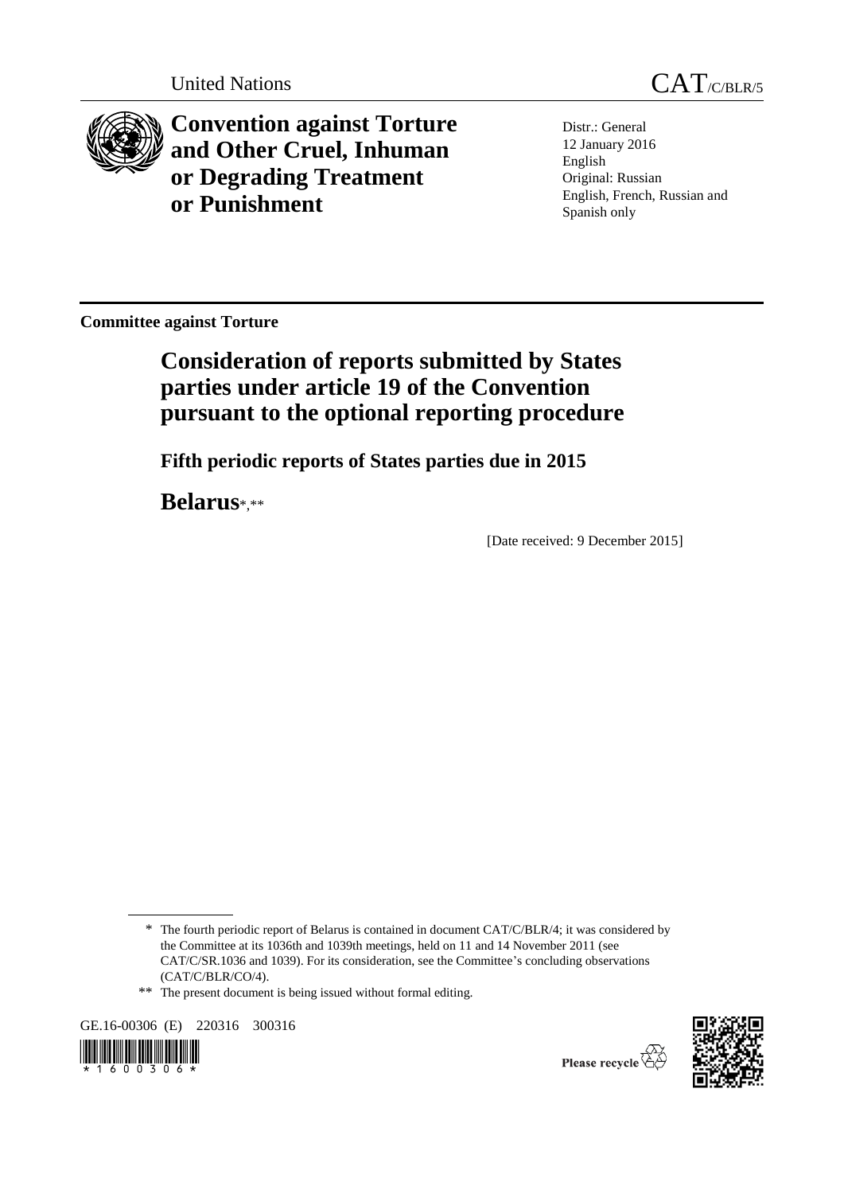United Nations CAT/C/BLR/5

# Convention against Torture and Other Cruel, Inhuman or Degrading Treatment or Punishment

Distr.: General
12 January 2016
English
Original: Russian
English, French, Russian and Spanish only

**Committee against Torture**

## Consideration of reports submitted by States parties under article 19 of the Convention pursuant to the optional reporting procedure

### Fifth periodic reports of States parties due in 2015

## Belarus*,**

[Date received: 9 December 2015]

---

\* The fourth periodic report of Belarus is contained in document CAT/C/BLR/4; it was considered by the Committee at its 1036th and 1039th meetings, held on 11 and 14 November 2011 (see CAT/C/SR.1036 and 1039). For its consideration, see the Committee's concluding observations (CAT/C/BLR/CO/4).

\*\* The present document is being issued without formal editing.

GE.16-00306 (E) 220316 300316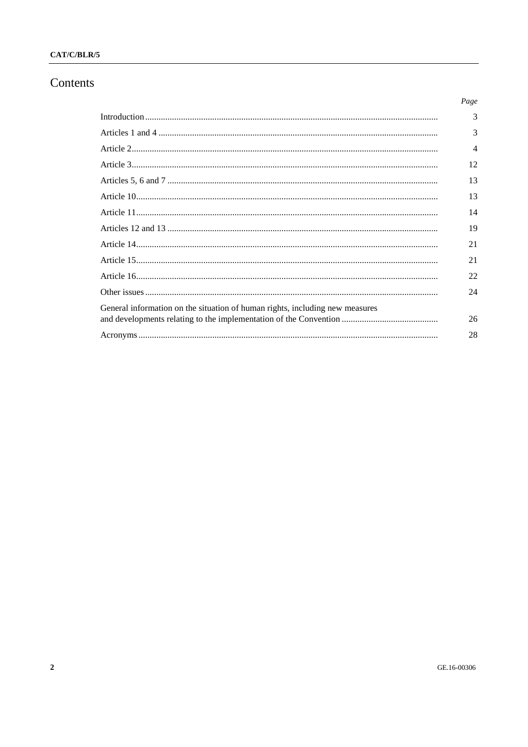# Contents

| | Page |
|---|---|
| Introduction | 3 |
| Articles 1 and 4 | 3 |
| Article 2 | 4 |
| Article 3 | 12 |
| Articles 5, 6 and 7 | 13 |
| Article 10 | 13 |
| Article 11 | 14 |
| Articles 12 and 13 | 19 |
| Article 14 | 21 |
| Article 15 | 21 |
| Article 16 | 22 |
| Other issues | 24 |
| General information on the situation of human rights, including new measures and developments relating to the implementation of the Convention | 26 |
| Acronyms | 28 |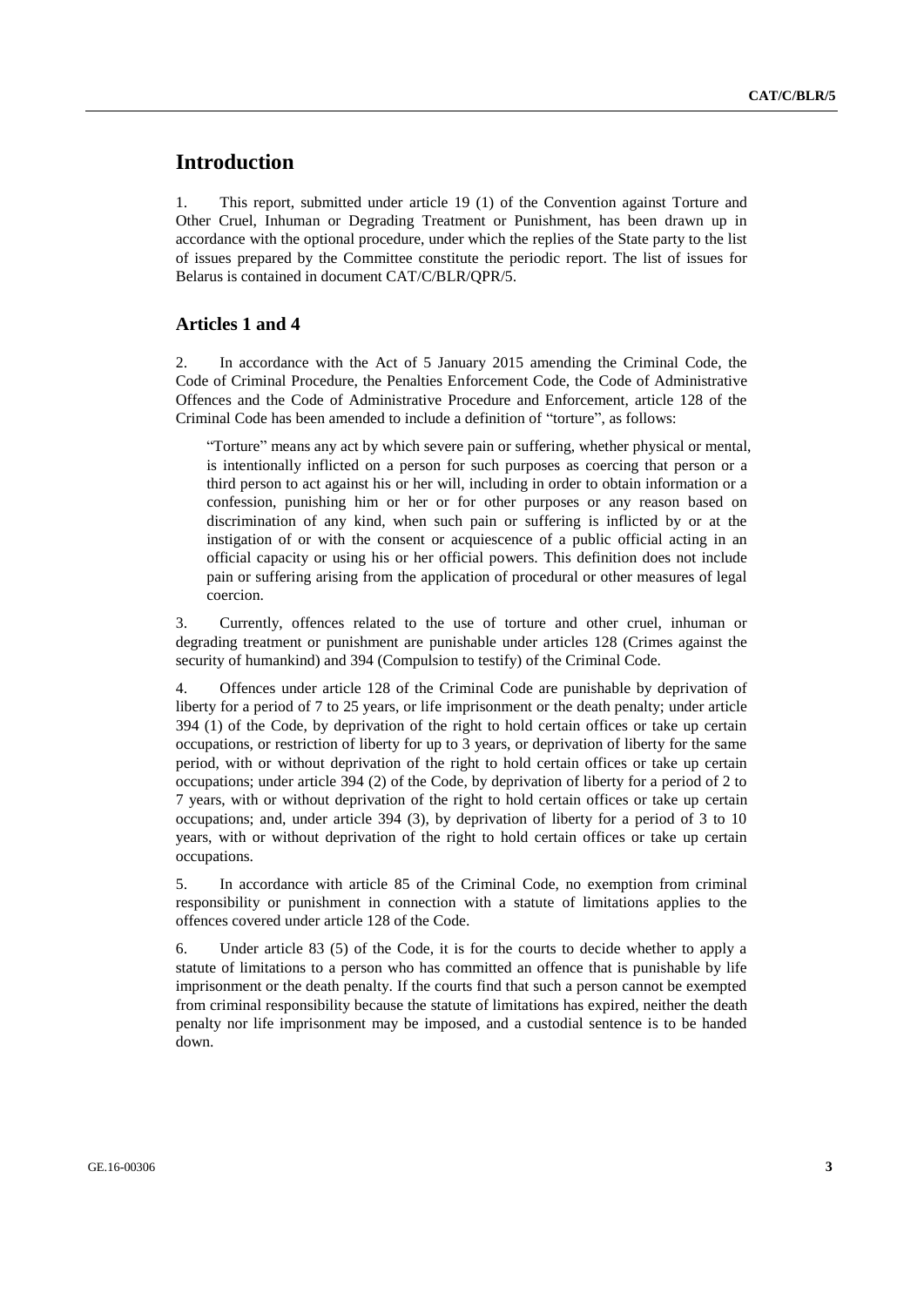## Introduction

1. This report, submitted under article 19 (1) of the Convention against Torture and Other Cruel, Inhuman or Degrading Treatment or Punishment, has been drawn up in accordance with the optional procedure, under which the replies of the State party to the list of issues prepared by the Committee constitute the periodic report. The list of issues for Belarus is contained in document CAT/C/BLR/QPR/5.

### Articles 1 and 4

2. In accordance with the Act of 5 January 2015 amending the Criminal Code, the Code of Criminal Procedure, the Penalties Enforcement Code, the Code of Administrative Offences and the Code of Administrative Procedure and Enforcement, article 128 of the Criminal Code has been amended to include a definition of "torture", as follows:

> "Torture" means any act by which severe pain or suffering, whether physical or mental, is intentionally inflicted on a person for such purposes as coercing that person or a third person to act against his or her will, including in order to obtain information or a confession, punishing him or her or for other purposes or any reason based on discrimination of any kind, when such pain or suffering is inflicted by or at the instigation of or with the consent or acquiescence of a public official acting in an official capacity or using his or her official powers. This definition does not include pain or suffering arising from the application of procedural or other measures of legal coercion.

3. Currently, offences related to the use of torture and other cruel, inhuman or degrading treatment or punishment are punishable under articles 128 (Crimes against the security of humankind) and 394 (Compulsion to testify) of the Criminal Code.

4. Offences under article 128 of the Criminal Code are punishable by deprivation of liberty for a period of 7 to 25 years, or life imprisonment or the death penalty; under article 394 (1) of the Code, by deprivation of the right to hold certain offices or take up certain occupations, or restriction of liberty for up to 3 years, or deprivation of liberty for the same period, with or without deprivation of the right to hold certain offices or take up certain occupations; under article 394 (2) of the Code, by deprivation of liberty for a period of 2 to 7 years, with or without deprivation of the right to hold certain offices or take up certain occupations; and, under article 394 (3), by deprivation of liberty for a period of 3 to 10 years, with or without deprivation of the right to hold certain offices or take up certain occupations.

5. In accordance with article 85 of the Criminal Code, no exemption from criminal responsibility or punishment in connection with a statute of limitations applies to the offences covered under article 128 of the Code.

6. Under article 83 (5) of the Code, it is for the courts to decide whether to apply a statute of limitations to a person who has committed an offence that is punishable by life imprisonment or the death penalty. If the courts find that such a person cannot be exempted from criminal responsibility because the statute of limitations has expired, neither the death penalty nor life imprisonment may be imposed, and a custodial sentence is to be handed down.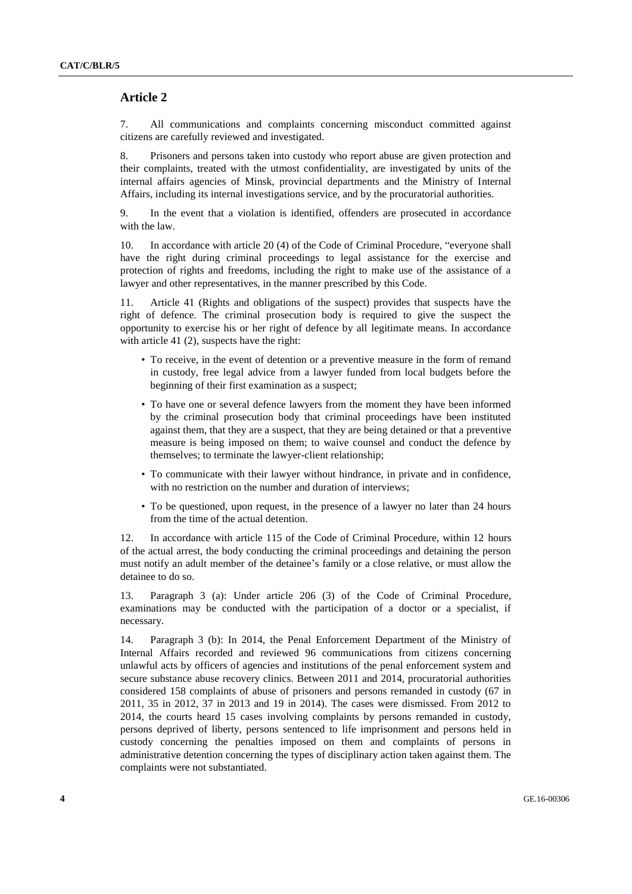## Article 2

7. All communications and complaints concerning misconduct committed against citizens are carefully reviewed and investigated.

8. Prisoners and persons taken into custody who report abuse are given protection and their complaints, treated with the utmost confidentiality, are investigated by units of the internal affairs agencies of Minsk, provincial departments and the Ministry of Internal Affairs, including its internal investigations service, and by the procuratorial authorities.

9. In the event that a violation is identified, offenders are prosecuted in accordance with the law.

10. In accordance with article 20 (4) of the Code of Criminal Procedure, "everyone shall have the right during criminal proceedings to legal assistance for the exercise and protection of rights and freedoms, including the right to make use of the assistance of a lawyer and other representatives, in the manner prescribed by this Code.

11. Article 41 (Rights and obligations of the suspect) provides that suspects have the right of defence. The criminal prosecution body is required to give the suspect the opportunity to exercise his or her right of defence by all legitimate means. In accordance with article 41 (2), suspects have the right:

- To receive, in the event of detention or a preventive measure in the form of remand in custody, free legal advice from a lawyer funded from local budgets before the beginning of their first examination as a suspect;
- To have one or several defence lawyers from the moment they have been informed by the criminal prosecution body that criminal proceedings have been instituted against them, that they are a suspect, that they are being detained or that a preventive measure is being imposed on them; to waive counsel and conduct the defence by themselves; to terminate the lawyer-client relationship;
- To communicate with their lawyer without hindrance, in private and in confidence, with no restriction on the number and duration of interviews;
- To be questioned, upon request, in the presence of a lawyer no later than 24 hours from the time of the actual detention.

12. In accordance with article 115 of the Code of Criminal Procedure, within 12 hours of the actual arrest, the body conducting the criminal proceedings and detaining the person must notify an adult member of the detainee's family or a close relative, or must allow the detainee to do so.

13. Paragraph 3 (a): Under article 206 (3) of the Code of Criminal Procedure, examinations may be conducted with the participation of a doctor or a specialist, if necessary.

14. Paragraph 3 (b): In 2014, the Penal Enforcement Department of the Ministry of Internal Affairs recorded and reviewed 96 communications from citizens concerning unlawful acts by officers of agencies and institutions of the penal enforcement system and secure substance abuse recovery clinics. Between 2011 and 2014, procuratorial authorities considered 158 complaints of abuse of prisoners and persons remanded in custody (67 in 2011, 35 in 2012, 37 in 2013 and 19 in 2014). The cases were dismissed. From 2012 to 2014, the courts heard 15 cases involving complaints by persons remanded in custody, persons deprived of liberty, persons sentenced to life imprisonment and persons held in custody concerning the penalties imposed on them and complaints of persons in administrative detention concerning the types of disciplinary action taken against them. The complaints were not substantiated.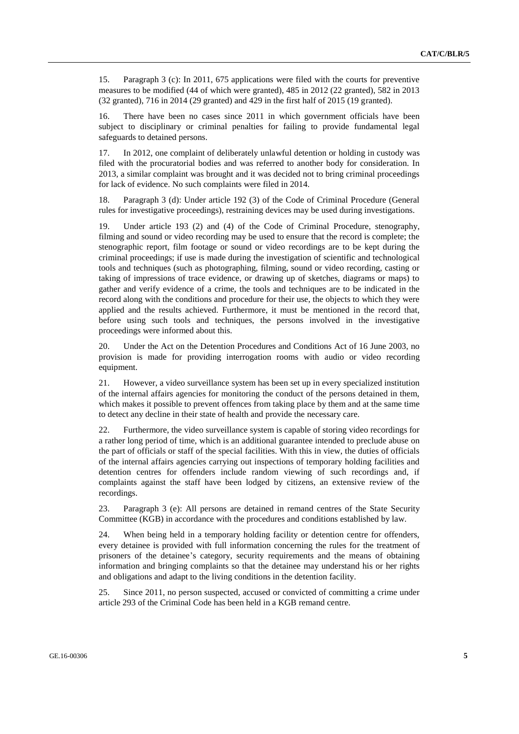15. Paragraph 3 (c): In 2011, 675 applications were filed with the courts for preventive measures to be modified (44 of which were granted), 485 in 2012 (22 granted), 582 in 2013 (32 granted), 716 in 2014 (29 granted) and 429 in the first half of 2015 (19 granted).

16. There have been no cases since 2011 in which government officials have been subject to disciplinary or criminal penalties for failing to provide fundamental legal safeguards to detained persons.

17. In 2012, one complaint of deliberately unlawful detention or holding in custody was filed with the procuratorial bodies and was referred to another body for consideration. In 2013, a similar complaint was brought and it was decided not to bring criminal proceedings for lack of evidence. No such complaints were filed in 2014.

18. Paragraph 3 (d): Under article 192 (3) of the Code of Criminal Procedure (General rules for investigative proceedings), restraining devices may be used during investigations.

19. Under article 193 (2) and (4) of the Code of Criminal Procedure, stenography, filming and sound or video recording may be used to ensure that the record is complete; the stenographic report, film footage or sound or video recordings are to be kept during the criminal proceedings; if use is made during the investigation of scientific and technological tools and techniques (such as photographing, filming, sound or video recording, casting or taking of impressions of trace evidence, or drawing up of sketches, diagrams or maps) to gather and verify evidence of a crime, the tools and techniques are to be indicated in the record along with the conditions and procedure for their use, the objects to which they were applied and the results achieved. Furthermore, it must be mentioned in the record that, before using such tools and techniques, the persons involved in the investigative proceedings were informed about this.

20. Under the Act on the Detention Procedures and Conditions Act of 16 June 2003, no provision is made for providing interrogation rooms with audio or video recording equipment.

21. However, a video surveillance system has been set up in every specialized institution of the internal affairs agencies for monitoring the conduct of the persons detained in them, which makes it possible to prevent offences from taking place by them and at the same time to detect any decline in their state of health and provide the necessary care.

22. Furthermore, the video surveillance system is capable of storing video recordings for a rather long period of time, which is an additional guarantee intended to preclude abuse on the part of officials or staff of the special facilities. With this in view, the duties of officials of the internal affairs agencies carrying out inspections of temporary holding facilities and detention centres for offenders include random viewing of such recordings and, if complaints against the staff have been lodged by citizens, an extensive review of the recordings.

23. Paragraph 3 (e): All persons are detained in remand centres of the State Security Committee (KGB) in accordance with the procedures and conditions established by law.

24. When being held in a temporary holding facility or detention centre for offenders, every detainee is provided with full information concerning the rules for the treatment of prisoners of the detainee's category, security requirements and the means of obtaining information and bringing complaints so that the detainee may understand his or her rights and obligations and adapt to the living conditions in the detention facility.

25. Since 2011, no person suspected, accused or convicted of committing a crime under article 293 of the Criminal Code has been held in a KGB remand centre.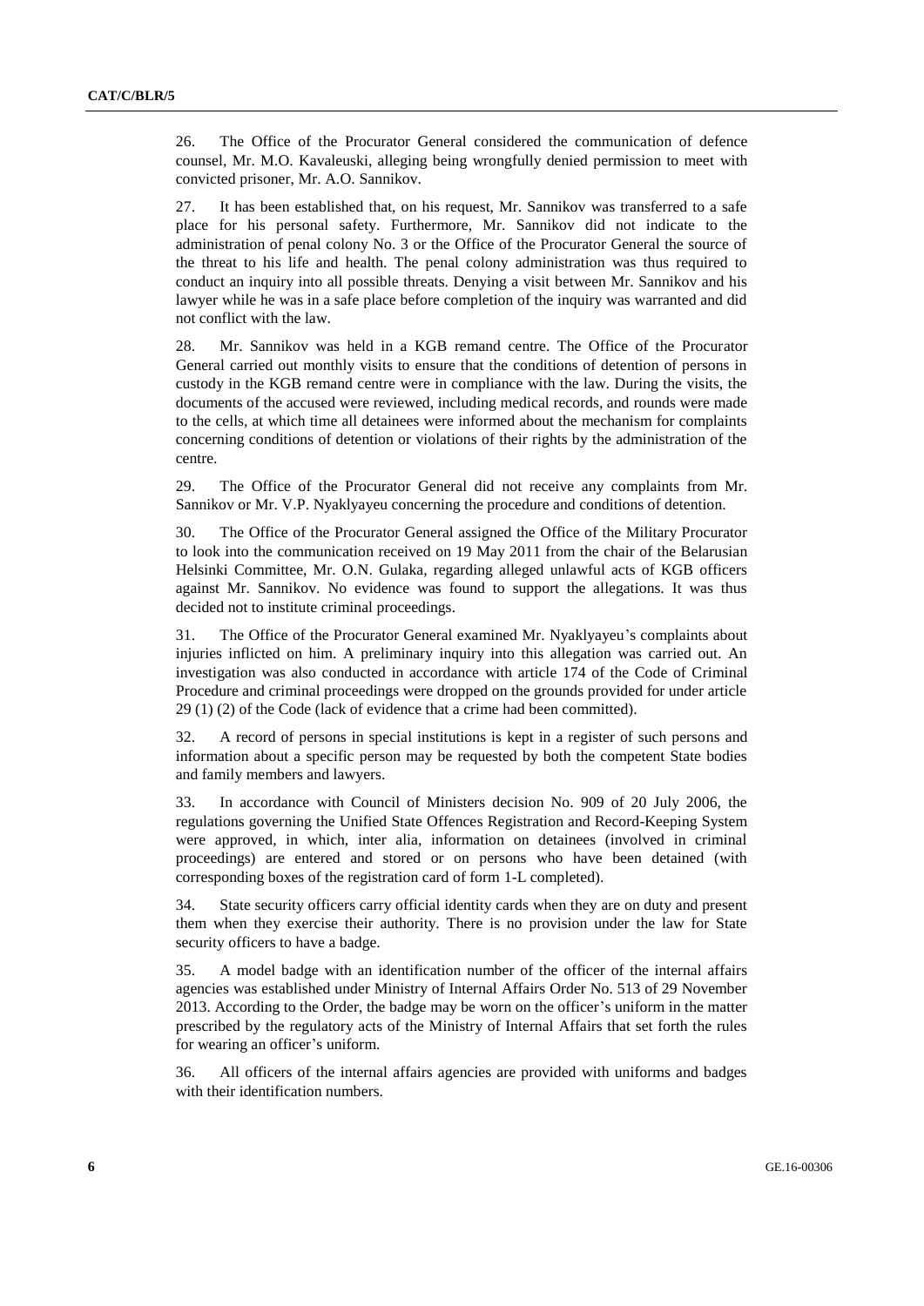26. The Office of the Procurator General considered the communication of defence counsel, Mr. M.O. Kavaleuski, alleging being wrongfully denied permission to meet with convicted prisoner, Mr. A.O. Sannikov.

27. It has been established that, on his request, Mr. Sannikov was transferred to a safe place for his personal safety. Furthermore, Mr. Sannikov did not indicate to the administration of penal colony No. 3 or the Office of the Procurator General the source of the threat to his life and health. The penal colony administration was thus required to conduct an inquiry into all possible threats. Denying a visit between Mr. Sannikov and his lawyer while he was in a safe place before completion of the inquiry was warranted and did not conflict with the law.

28. Mr. Sannikov was held in a KGB remand centre. The Office of the Procurator General carried out monthly visits to ensure that the conditions of detention of persons in custody in the KGB remand centre were in compliance with the law. During the visits, the documents of the accused were reviewed, including medical records, and rounds were made to the cells, at which time all detainees were informed about the mechanism for complaints concerning conditions of detention or violations of their rights by the administration of the centre.

29. The Office of the Procurator General did not receive any complaints from Mr. Sannikov or Mr. V.P. Nyaklyayeu concerning the procedure and conditions of detention.

30. The Office of the Procurator General assigned the Office of the Military Procurator to look into the communication received on 19 May 2011 from the chair of the Belarusian Helsinki Committee, Mr. O.N. Gulaka, regarding alleged unlawful acts of KGB officers against Mr. Sannikov. No evidence was found to support the allegations. It was thus decided not to institute criminal proceedings.

31. The Office of the Procurator General examined Mr. Nyaklyayeu's complaints about injuries inflicted on him. A preliminary inquiry into this allegation was carried out. An investigation was also conducted in accordance with article 174 of the Code of Criminal Procedure and criminal proceedings were dropped on the grounds provided for under article 29 (1) (2) of the Code (lack of evidence that a crime had been committed).

32. A record of persons in special institutions is kept in a register of such persons and information about a specific person may be requested by both the competent State bodies and family members and lawyers.

33. In accordance with Council of Ministers decision No. 909 of 20 July 2006, the regulations governing the Unified State Offences Registration and Record-Keeping System were approved, in which, inter alia, information on detainees (involved in criminal proceedings) are entered and stored or on persons who have been detained (with corresponding boxes of the registration card of form 1-L completed).

34. State security officers carry official identity cards when they are on duty and present them when they exercise their authority. There is no provision under the law for State security officers to have a badge.

35. A model badge with an identification number of the officer of the internal affairs agencies was established under Ministry of Internal Affairs Order No. 513 of 29 November 2013. According to the Order, the badge may be worn on the officer's uniform in the matter prescribed by the regulatory acts of the Ministry of Internal Affairs that set forth the rules for wearing an officer's uniform.

36. All officers of the internal affairs agencies are provided with uniforms and badges with their identification numbers.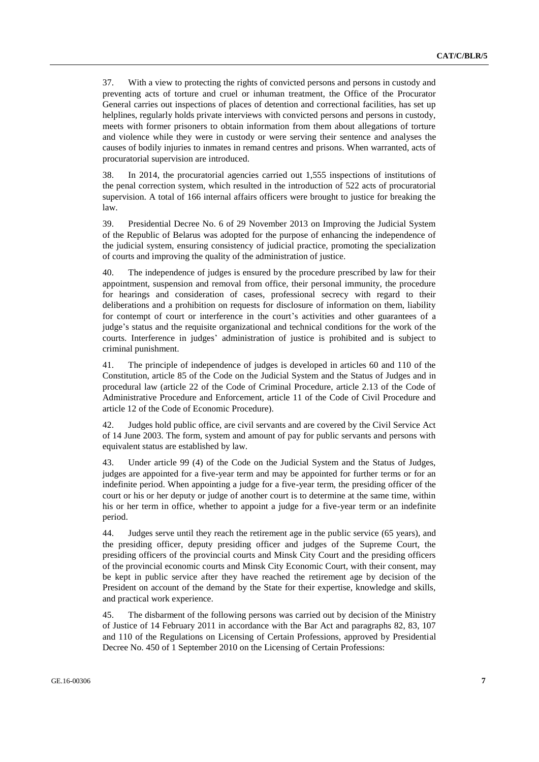37. With a view to protecting the rights of convicted persons and persons in custody and preventing acts of torture and cruel or inhuman treatment, the Office of the Procurator General carries out inspections of places of detention and correctional facilities, has set up helplines, regularly holds private interviews with convicted persons and persons in custody, meets with former prisoners to obtain information from them about allegations of torture and violence while they were in custody or were serving their sentence and analyses the causes of bodily injuries to inmates in remand centres and prisons. When warranted, acts of procuratorial supervision are introduced.

38. In 2014, the procuratorial agencies carried out 1,555 inspections of institutions of the penal correction system, which resulted in the introduction of 522 acts of procuratorial supervision. A total of 166 internal affairs officers were brought to justice for breaking the law.

39. Presidential Decree No. 6 of 29 November 2013 on Improving the Judicial System of the Republic of Belarus was adopted for the purpose of enhancing the independence of the judicial system, ensuring consistency of judicial practice, promoting the specialization of courts and improving the quality of the administration of justice.

40. The independence of judges is ensured by the procedure prescribed by law for their appointment, suspension and removal from office, their personal immunity, the procedure for hearings and consideration of cases, professional secrecy with regard to their deliberations and a prohibition on requests for disclosure of information on them, liability for contempt of court or interference in the court's activities and other guarantees of a judge's status and the requisite organizational and technical conditions for the work of the courts. Interference in judges' administration of justice is prohibited and is subject to criminal punishment.

41. The principle of independence of judges is developed in articles 60 and 110 of the Constitution, article 85 of the Code on the Judicial System and the Status of Judges and in procedural law (article 22 of the Code of Criminal Procedure, article 2.13 of the Code of Administrative Procedure and Enforcement, article 11 of the Code of Civil Procedure and article 12 of the Code of Economic Procedure).

42. Judges hold public office, are civil servants and are covered by the Civil Service Act of 14 June 2003. The form, system and amount of pay for public servants and persons with equivalent status are established by law.

43. Under article 99 (4) of the Code on the Judicial System and the Status of Judges, judges are appointed for a five-year term and may be appointed for further terms or for an indefinite period. When appointing a judge for a five-year term, the presiding officer of the court or his or her deputy or judge of another court is to determine at the same time, within his or her term in office, whether to appoint a judge for a five-year term or an indefinite period.

44. Judges serve until they reach the retirement age in the public service (65 years), and the presiding officer, deputy presiding officer and judges of the Supreme Court, the presiding officers of the provincial courts and Minsk City Court and the presiding officers of the provincial economic courts and Minsk City Economic Court, with their consent, may be kept in public service after they have reached the retirement age by decision of the President on account of the demand by the State for their expertise, knowledge and skills, and practical work experience.

45. The disbarment of the following persons was carried out by decision of the Ministry of Justice of 14 February 2011 in accordance with the Bar Act and paragraphs 82, 83, 107 and 110 of the Regulations on Licensing of Certain Professions, approved by Presidential Decree No. 450 of 1 September 2010 on the Licensing of Certain Professions: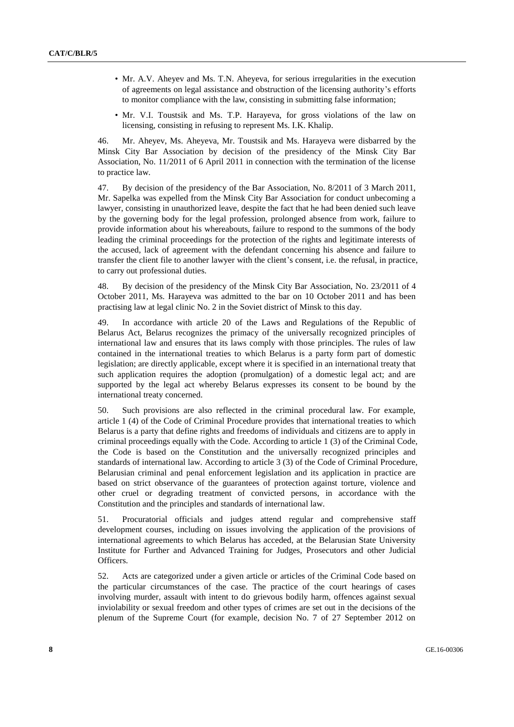- Mr. A.V. Aheyev and Ms. T.N. Aheyeva, for serious irregularities in the execution of agreements on legal assistance and obstruction of the licensing authority's efforts to monitor compliance with the law, consisting in submitting false information;
- Mr. V.I. Toustsik and Ms. T.P. Harayeva, for gross violations of the law on licensing, consisting in refusing to represent Ms. I.K. Khalip.

46. Mr. Aheyev, Ms. Aheyeva, Mr. Toustsik and Ms. Harayeva were disbarred by the Minsk City Bar Association by decision of the presidency of the Minsk City Bar Association, No. 11/2011 of 6 April 2011 in connection with the termination of the license to practice law.

47. By decision of the presidency of the Bar Association, No. 8/2011 of 3 March 2011, Mr. Sapelka was expelled from the Minsk City Bar Association for conduct unbecoming a lawyer, consisting in unauthorized leave, despite the fact that he had been denied such leave by the governing body for the legal profession, prolonged absence from work, failure to provide information about his whereabouts, failure to respond to the summons of the body leading the criminal proceedings for the protection of the rights and legitimate interests of the accused, lack of agreement with the defendant concerning his absence and failure to transfer the client file to another lawyer with the client's consent, i.e. the refusal, in practice, to carry out professional duties.

48. By decision of the presidency of the Minsk City Bar Association, No. 23/2011 of 4 October 2011, Ms. Harayeva was admitted to the bar on 10 October 2011 and has been practising law at legal clinic No. 2 in the Soviet district of Minsk to this day.

49. In accordance with article 20 of the Laws and Regulations of the Republic of Belarus Act, Belarus recognizes the primacy of the universally recognized principles of international law and ensures that its laws comply with those principles. The rules of law contained in the international treaties to which Belarus is a party form part of domestic legislation; are directly applicable, except where it is specified in an international treaty that such application requires the adoption (promulgation) of a domestic legal act; and are supported by the legal act whereby Belarus expresses its consent to be bound by the international treaty concerned.

50. Such provisions are also reflected in the criminal procedural law. For example, article 1 (4) of the Code of Criminal Procedure provides that international treaties to which Belarus is a party that define rights and freedoms of individuals and citizens are to apply in criminal proceedings equally with the Code. According to article 1 (3) of the Criminal Code, the Code is based on the Constitution and the universally recognized principles and standards of international law. According to article 3 (3) of the Code of Criminal Procedure, Belarusian criminal and penal enforcement legislation and its application in practice are based on strict observance of the guarantees of protection against torture, violence and other cruel or degrading treatment of convicted persons, in accordance with the Constitution and the principles and standards of international law.

51. Procuratorial officials and judges attend regular and comprehensive staff development courses, including on issues involving the application of the provisions of international agreements to which Belarus has acceded, at the Belarusian State University Institute for Further and Advanced Training for Judges, Prosecutors and other Judicial Officers.

52. Acts are categorized under a given article or articles of the Criminal Code based on the particular circumstances of the case. The practice of the court hearings of cases involving murder, assault with intent to do grievous bodily harm, offences against sexual inviolability or sexual freedom and other types of crimes are set out in the decisions of the plenum of the Supreme Court (for example, decision No. 7 of 27 September 2012 on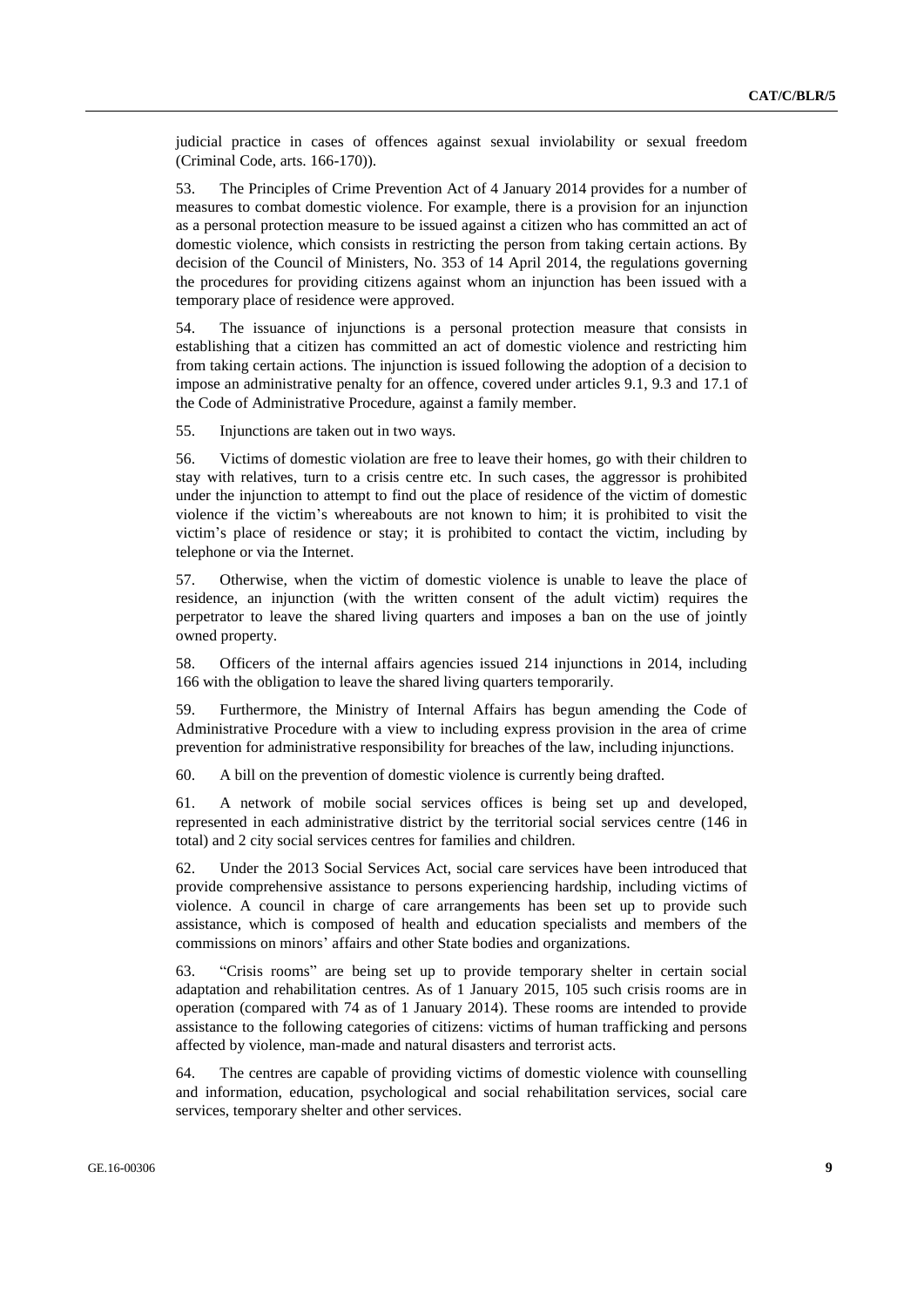judicial practice in cases of offences against sexual inviolability or sexual freedom (Criminal Code, arts. 166-170)).

53. The Principles of Crime Prevention Act of 4 January 2014 provides for a number of measures to combat domestic violence. For example, there is a provision for an injunction as a personal protection measure to be issued against a citizen who has committed an act of domestic violence, which consists in restricting the person from taking certain actions. By decision of the Council of Ministers, No. 353 of 14 April 2014, the regulations governing the procedures for providing citizens against whom an injunction has been issued with a temporary place of residence were approved.

54. The issuance of injunctions is a personal protection measure that consists in establishing that a citizen has committed an act of domestic violence and restricting him from taking certain actions. The injunction is issued following the adoption of a decision to impose an administrative penalty for an offence, covered under articles 9.1, 9.3 and 17.1 of the Code of Administrative Procedure, against a family member.

55. Injunctions are taken out in two ways.

56. Victims of domestic violation are free to leave their homes, go with their children to stay with relatives, turn to a crisis centre etc. In such cases, the aggressor is prohibited under the injunction to attempt to find out the place of residence of the victim of domestic violence if the victim's whereabouts are not known to him; it is prohibited to visit the victim's place of residence or stay; it is prohibited to contact the victim, including by telephone or via the Internet.

57. Otherwise, when the victim of domestic violence is unable to leave the place of residence, an injunction (with the written consent of the adult victim) requires the perpetrator to leave the shared living quarters and imposes a ban on the use of jointly owned property.

58. Officers of the internal affairs agencies issued 214 injunctions in 2014, including 166 with the obligation to leave the shared living quarters temporarily.

59. Furthermore, the Ministry of Internal Affairs has begun amending the Code of Administrative Procedure with a view to including express provision in the area of crime prevention for administrative responsibility for breaches of the law, including injunctions.

60. A bill on the prevention of domestic violence is currently being drafted.

61. A network of mobile social services offices is being set up and developed, represented in each administrative district by the territorial social services centre (146 in total) and 2 city social services centres for families and children.

62. Under the 2013 Social Services Act, social care services have been introduced that provide comprehensive assistance to persons experiencing hardship, including victims of violence. A council in charge of care arrangements has been set up to provide such assistance, which is composed of health and education specialists and members of the commissions on minors' affairs and other State bodies and organizations.

63. "Crisis rooms" are being set up to provide temporary shelter in certain social adaptation and rehabilitation centres. As of 1 January 2015, 105 such crisis rooms are in operation (compared with 74 as of 1 January 2014). These rooms are intended to provide assistance to the following categories of citizens: victims of human trafficking and persons affected by violence, man-made and natural disasters and terrorist acts.

64. The centres are capable of providing victims of domestic violence with counselling and information, education, psychological and social rehabilitation services, social care services, temporary shelter and other services.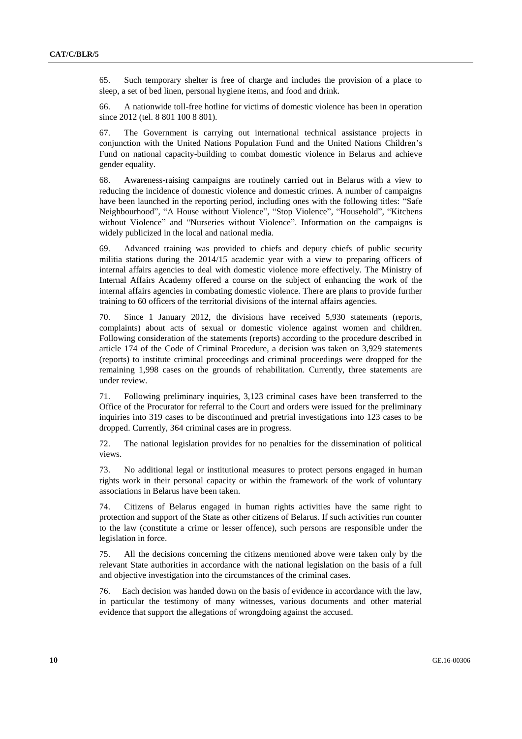65. Such temporary shelter is free of charge and includes the provision of a place to sleep, a set of bed linen, personal hygiene items, and food and drink.

66. A nationwide toll-free hotline for victims of domestic violence has been in operation since 2012 (tel. 8 801 100 8 801).

67. The Government is carrying out international technical assistance projects in conjunction with the United Nations Population Fund and the United Nations Children's Fund on national capacity-building to combat domestic violence in Belarus and achieve gender equality.

68. Awareness-raising campaigns are routinely carried out in Belarus with a view to reducing the incidence of domestic violence and domestic crimes. A number of campaigns have been launched in the reporting period, including ones with the following titles: "Safe Neighbourhood", "A House without Violence", "Stop Violence", "Household", "Kitchens without Violence" and "Nurseries without Violence". Information on the campaigns is widely publicized in the local and national media.

69. Advanced training was provided to chiefs and deputy chiefs of public security militia stations during the 2014/15 academic year with a view to preparing officers of internal affairs agencies to deal with domestic violence more effectively. The Ministry of Internal Affairs Academy offered a course on the subject of enhancing the work of the internal affairs agencies in combating domestic violence. There are plans to provide further training to 60 officers of the territorial divisions of the internal affairs agencies.

70. Since 1 January 2012, the divisions have received 5,930 statements (reports, complaints) about acts of sexual or domestic violence against women and children. Following consideration of the statements (reports) according to the procedure described in article 174 of the Code of Criminal Procedure, a decision was taken on 3,929 statements (reports) to institute criminal proceedings and criminal proceedings were dropped for the remaining 1,998 cases on the grounds of rehabilitation. Currently, three statements are under review.

71. Following preliminary inquiries, 3,123 criminal cases have been transferred to the Office of the Procurator for referral to the Court and orders were issued for the preliminary inquiries into 319 cases to be discontinued and pretrial investigations into 123 cases to be dropped. Currently, 364 criminal cases are in progress.

72. The national legislation provides for no penalties for the dissemination of political views.

73. No additional legal or institutional measures to protect persons engaged in human rights work in their personal capacity or within the framework of the work of voluntary associations in Belarus have been taken.

74. Citizens of Belarus engaged in human rights activities have the same right to protection and support of the State as other citizens of Belarus. If such activities run counter to the law (constitute a crime or lesser offence), such persons are responsible under the legislation in force.

75. All the decisions concerning the citizens mentioned above were taken only by the relevant State authorities in accordance with the national legislation on the basis of a full and objective investigation into the circumstances of the criminal cases.

76. Each decision was handed down on the basis of evidence in accordance with the law, in particular the testimony of many witnesses, various documents and other material evidence that support the allegations of wrongdoing against the accused.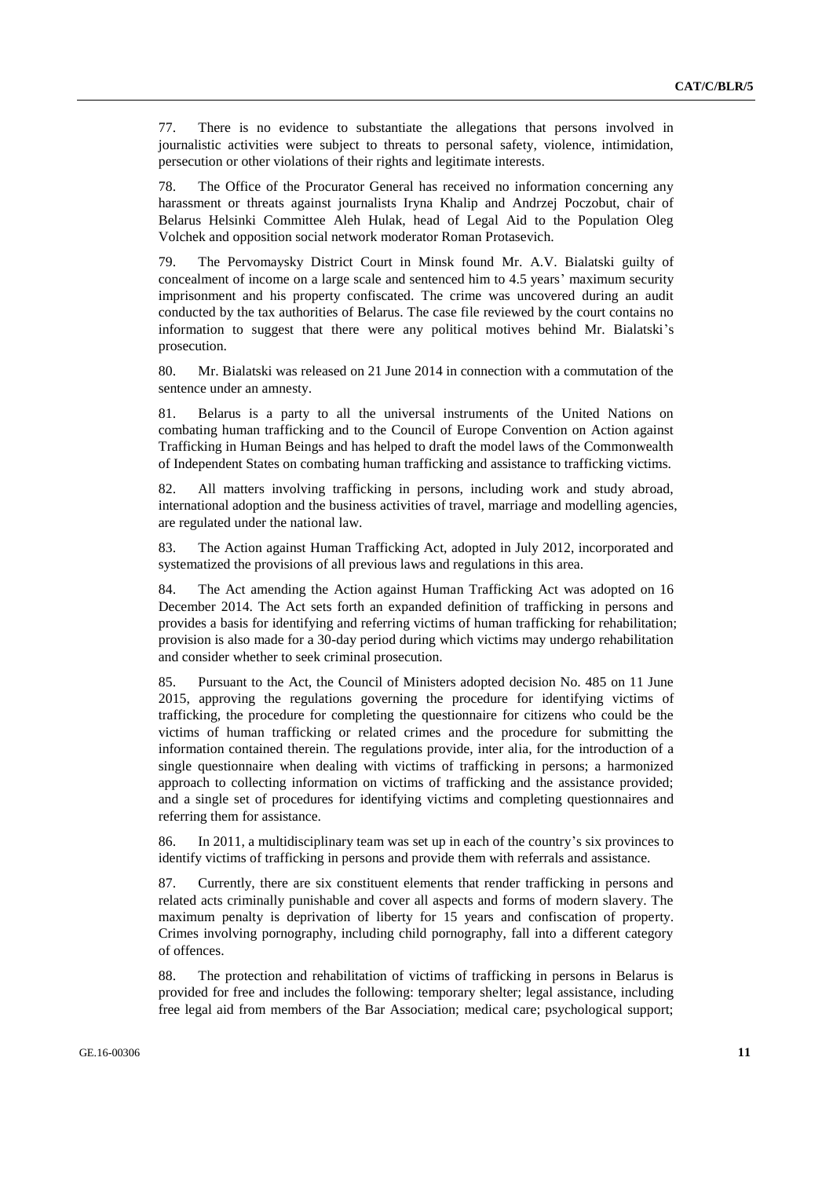77. There is no evidence to substantiate the allegations that persons involved in journalistic activities were subject to threats to personal safety, violence, intimidation, persecution or other violations of their rights and legitimate interests.

78. The Office of the Procurator General has received no information concerning any harassment or threats against journalists Iryna Khalip and Andrzej Poczobut, chair of Belarus Helsinki Committee Aleh Hulak, head of Legal Aid to the Population Oleg Volchek and opposition social network moderator Roman Protasevich.

79. The Pervomaysky District Court in Minsk found Mr. A.V. Bialatski guilty of concealment of income on a large scale and sentenced him to 4.5 years' maximum security imprisonment and his property confiscated. The crime was uncovered during an audit conducted by the tax authorities of Belarus. The case file reviewed by the court contains no information to suggest that there were any political motives behind Mr. Bialatski's prosecution.

80. Mr. Bialatski was released on 21 June 2014 in connection with a commutation of the sentence under an amnesty.

81. Belarus is a party to all the universal instruments of the United Nations on combating human trafficking and to the Council of Europe Convention on Action against Trafficking in Human Beings and has helped to draft the model laws of the Commonwealth of Independent States on combating human trafficking and assistance to trafficking victims.

82. All matters involving trafficking in persons, including work and study abroad, international adoption and the business activities of travel, marriage and modelling agencies, are regulated under the national law.

83. The Action against Human Trafficking Act, adopted in July 2012, incorporated and systematized the provisions of all previous laws and regulations in this area.

84. The Act amending the Action against Human Trafficking Act was adopted on 16 December 2014. The Act sets forth an expanded definition of trafficking in persons and provides a basis for identifying and referring victims of human trafficking for rehabilitation; provision is also made for a 30-day period during which victims may undergo rehabilitation and consider whether to seek criminal prosecution.

85. Pursuant to the Act, the Council of Ministers adopted decision No. 485 on 11 June 2015, approving the regulations governing the procedure for identifying victims of trafficking, the procedure for completing the questionnaire for citizens who could be the victims of human trafficking or related crimes and the procedure for submitting the information contained therein. The regulations provide, inter alia, for the introduction of a single questionnaire when dealing with victims of trafficking in persons; a harmonized approach to collecting information on victims of trafficking and the assistance provided; and a single set of procedures for identifying victims and completing questionnaires and referring them for assistance.

86. In 2011, a multidisciplinary team was set up in each of the country's six provinces to identify victims of trafficking in persons and provide them with referrals and assistance.

87. Currently, there are six constituent elements that render trafficking in persons and related acts criminally punishable and cover all aspects and forms of modern slavery. The maximum penalty is deprivation of liberty for 15 years and confiscation of property. Crimes involving pornography, including child pornography, fall into a different category of offences.

88. The protection and rehabilitation of victims of trafficking in persons in Belarus is provided for free and includes the following: temporary shelter; legal assistance, including free legal aid from members of the Bar Association; medical care; psychological support;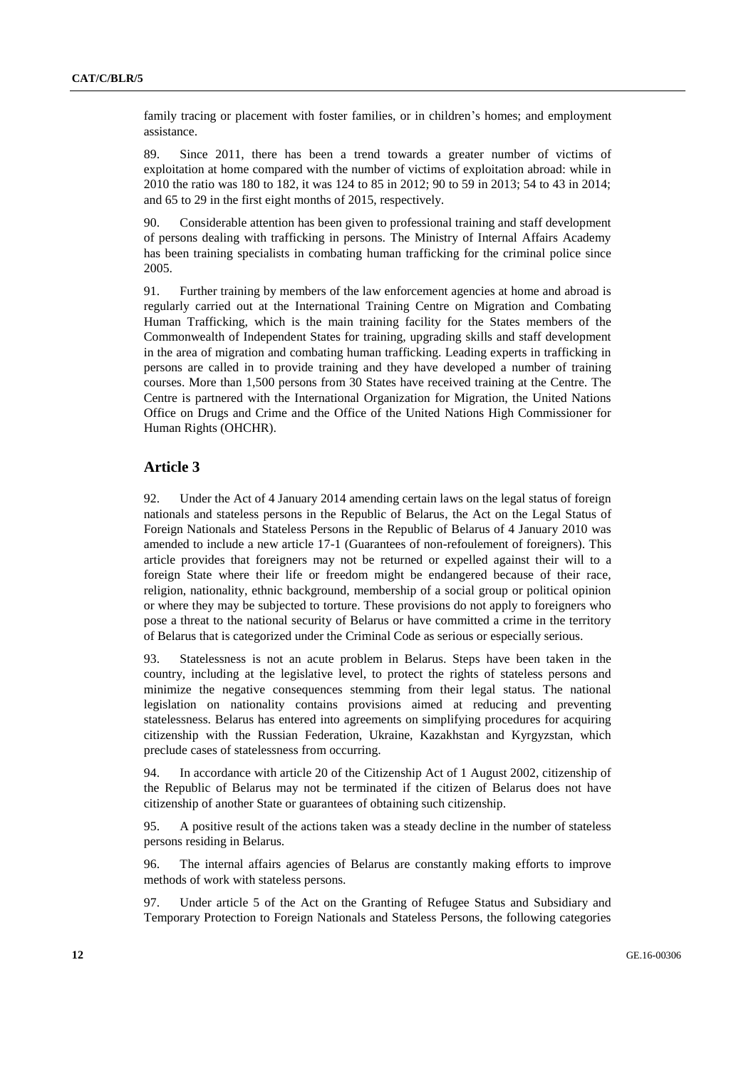family tracing or placement with foster families, or in children's homes; and employment assistance.

89. Since 2011, there has been a trend towards a greater number of victims of exploitation at home compared with the number of victims of exploitation abroad: while in 2010 the ratio was 180 to 182, it was 124 to 85 in 2012; 90 to 59 in 2013; 54 to 43 in 2014; and 65 to 29 in the first eight months of 2015, respectively.

90. Considerable attention has been given to professional training and staff development of persons dealing with trafficking in persons. The Ministry of Internal Affairs Academy has been training specialists in combating human trafficking for the criminal police since 2005.

91. Further training by members of the law enforcement agencies at home and abroad is regularly carried out at the International Training Centre on Migration and Combating Human Trafficking, which is the main training facility for the States members of the Commonwealth of Independent States for training, upgrading skills and staff development in the area of migration and combating human trafficking. Leading experts in trafficking in persons are called in to provide training and they have developed a number of training courses. More than 1,500 persons from 30 States have received training at the Centre. The Centre is partnered with the International Organization for Migration, the United Nations Office on Drugs and Crime and the Office of the United Nations High Commissioner for Human Rights (OHCHR).

## Article 3

92. Under the Act of 4 January 2014 amending certain laws on the legal status of foreign nationals and stateless persons in the Republic of Belarus, the Act on the Legal Status of Foreign Nationals and Stateless Persons in the Republic of Belarus of 4 January 2010 was amended to include a new article 17-1 (Guarantees of non-refoulement of foreigners). This article provides that foreigners may not be returned or expelled against their will to a foreign State where their life or freedom might be endangered because of their race, religion, nationality, ethnic background, membership of a social group or political opinion or where they may be subjected to torture. These provisions do not apply to foreigners who pose a threat to the national security of Belarus or have committed a crime in the territory of Belarus that is categorized under the Criminal Code as serious or especially serious.

93. Statelessness is not an acute problem in Belarus. Steps have been taken in the country, including at the legislative level, to protect the rights of stateless persons and minimize the negative consequences stemming from their legal status. The national legislation on nationality contains provisions aimed at reducing and preventing statelessness. Belarus has entered into agreements on simplifying procedures for acquiring citizenship with the Russian Federation, Ukraine, Kazakhstan and Kyrgyzstan, which preclude cases of statelessness from occurring.

94. In accordance with article 20 of the Citizenship Act of 1 August 2002, citizenship of the Republic of Belarus may not be terminated if the citizen of Belarus does not have citizenship of another State or guarantees of obtaining such citizenship.

95. A positive result of the actions taken was a steady decline in the number of stateless persons residing in Belarus.

96. The internal affairs agencies of Belarus are constantly making efforts to improve methods of work with stateless persons.

97. Under article 5 of the Act on the Granting of Refugee Status and Subsidiary and Temporary Protection to Foreign Nationals and Stateless Persons, the following categories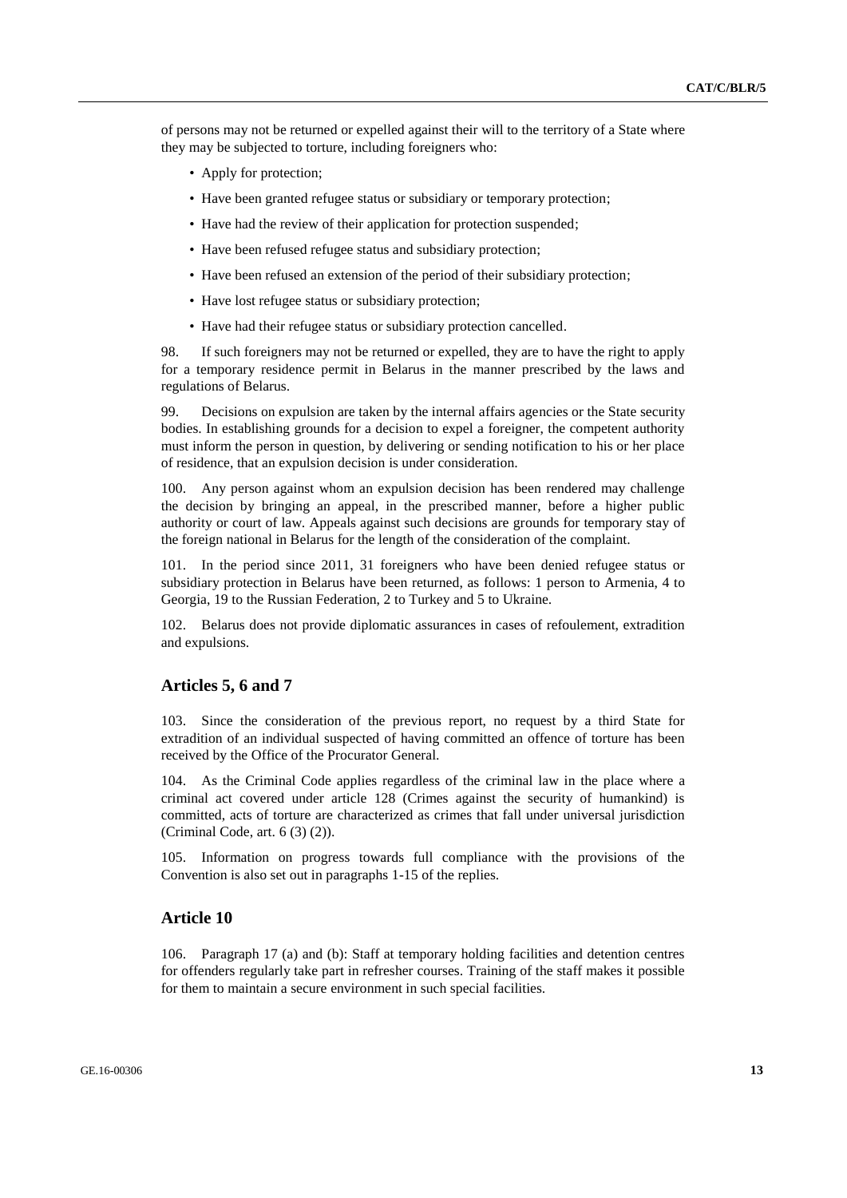of persons may not be returned or expelled against their will to the territory of a State where they may be subjected to torture, including foreigners who:

- Apply for protection;
- Have been granted refugee status or subsidiary or temporary protection;
- Have had the review of their application for protection suspended;
- Have been refused refugee status and subsidiary protection;
- Have been refused an extension of the period of their subsidiary protection;
- Have lost refugee status or subsidiary protection;
- Have had their refugee status or subsidiary protection cancelled.

98. If such foreigners may not be returned or expelled, they are to have the right to apply for a temporary residence permit in Belarus in the manner prescribed by the laws and regulations of Belarus.

99. Decisions on expulsion are taken by the internal affairs agencies or the State security bodies. In establishing grounds for a decision to expel a foreigner, the competent authority must inform the person in question, by delivering or sending notification to his or her place of residence, that an expulsion decision is under consideration.

100. Any person against whom an expulsion decision has been rendered may challenge the decision by bringing an appeal, in the prescribed manner, before a higher public authority or court of law. Appeals against such decisions are grounds for temporary stay of the foreign national in Belarus for the length of the consideration of the complaint.

101. In the period since 2011, 31 foreigners who have been denied refugee status or subsidiary protection in Belarus have been returned, as follows: 1 person to Armenia, 4 to Georgia, 19 to the Russian Federation, 2 to Turkey and 5 to Ukraine.

102. Belarus does not provide diplomatic assurances in cases of refoulement, extradition and expulsions.

## Articles 5, 6 and 7

103. Since the consideration of the previous report, no request by a third State for extradition of an individual suspected of having committed an offence of torture has been received by the Office of the Procurator General.

104. As the Criminal Code applies regardless of the criminal law in the place where a criminal act covered under article 128 (Crimes against the security of humankind) is committed, acts of torture are characterized as crimes that fall under universal jurisdiction (Criminal Code, art. 6 (3) (2)).

105. Information on progress towards full compliance with the provisions of the Convention is also set out in paragraphs 1-15 of the replies.

## Article 10

106. Paragraph 17 (a) and (b): Staff at temporary holding facilities and detention centres for offenders regularly take part in refresher courses. Training of the staff makes it possible for them to maintain a secure environment in such special facilities.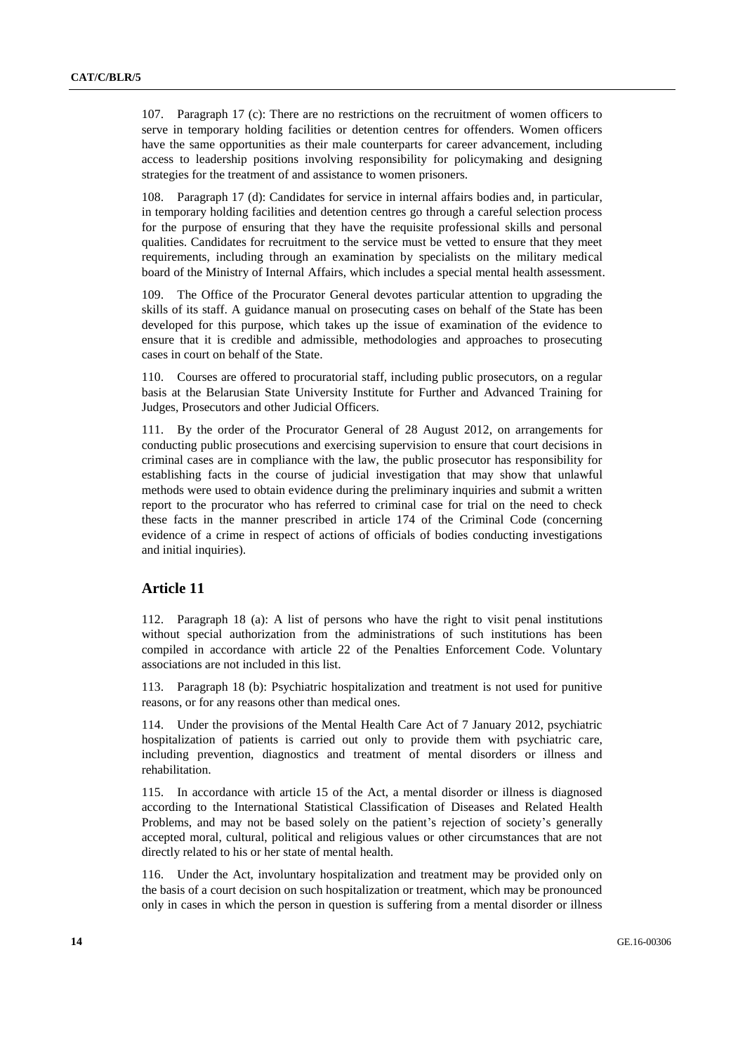107. Paragraph 17 (c): There are no restrictions on the recruitment of women officers to serve in temporary holding facilities or detention centres for offenders. Women officers have the same opportunities as their male counterparts for career advancement, including access to leadership positions involving responsibility for policymaking and designing strategies for the treatment of and assistance to women prisoners.

108. Paragraph 17 (d): Candidates for service in internal affairs bodies and, in particular, in temporary holding facilities and detention centres go through a careful selection process for the purpose of ensuring that they have the requisite professional skills and personal qualities. Candidates for recruitment to the service must be vetted to ensure that they meet requirements, including through an examination by specialists on the military medical board of the Ministry of Internal Affairs, which includes a special mental health assessment.

109. The Office of the Procurator General devotes particular attention to upgrading the skills of its staff. A guidance manual on prosecuting cases on behalf of the State has been developed for this purpose, which takes up the issue of examination of the evidence to ensure that it is credible and admissible, methodologies and approaches to prosecuting cases in court on behalf of the State.

110. Courses are offered to procuratorial staff, including public prosecutors, on a regular basis at the Belarusian State University Institute for Further and Advanced Training for Judges, Prosecutors and other Judicial Officers.

111. By the order of the Procurator General of 28 August 2012, on arrangements for conducting public prosecutions and exercising supervision to ensure that court decisions in criminal cases are in compliance with the law, the public prosecutor has responsibility for establishing facts in the course of judicial investigation that may show that unlawful methods were used to obtain evidence during the preliminary inquiries and submit a written report to the procurator who has referred to criminal case for trial on the need to check these facts in the manner prescribed in article 174 of the Criminal Code (concerning evidence of a crime in respect of actions of officials of bodies conducting investigations and initial inquiries).

## Article 11

112. Paragraph 18 (a): A list of persons who have the right to visit penal institutions without special authorization from the administrations of such institutions has been compiled in accordance with article 22 of the Penalties Enforcement Code. Voluntary associations are not included in this list.

113. Paragraph 18 (b): Psychiatric hospitalization and treatment is not used for punitive reasons, or for any reasons other than medical ones.

114. Under the provisions of the Mental Health Care Act of 7 January 2012, psychiatric hospitalization of patients is carried out only to provide them with psychiatric care, including prevention, diagnostics and treatment of mental disorders or illness and rehabilitation.

115. In accordance with article 15 of the Act, a mental disorder or illness is diagnosed according to the International Statistical Classification of Diseases and Related Health Problems, and may not be based solely on the patient's rejection of society's generally accepted moral, cultural, political and religious values or other circumstances that are not directly related to his or her state of mental health.

116. Under the Act, involuntary hospitalization and treatment may be provided only on the basis of a court decision on such hospitalization or treatment, which may be pronounced only in cases in which the person in question is suffering from a mental disorder or illness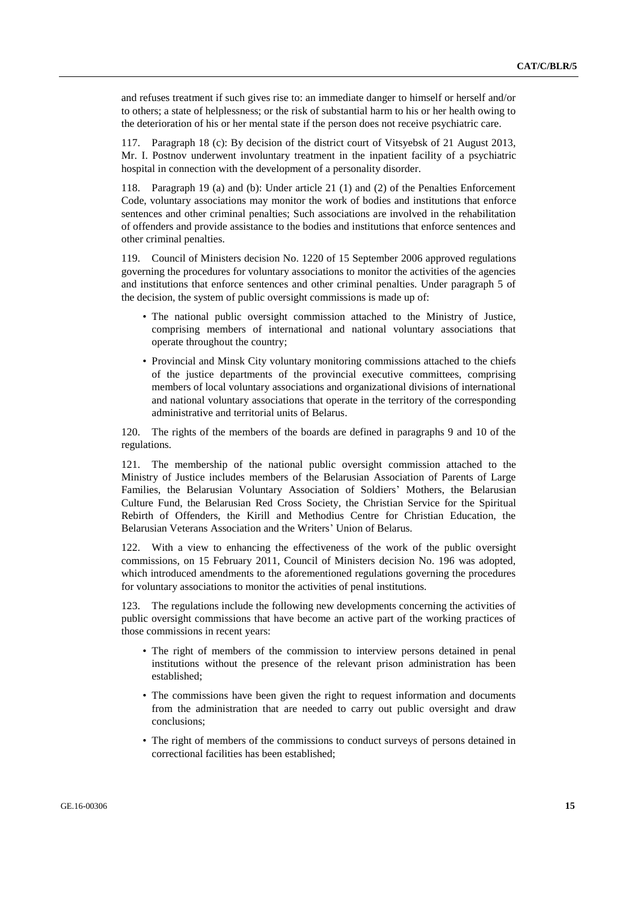and refuses treatment if such gives rise to: an immediate danger to himself or herself and/or to others; a state of helplessness; or the risk of substantial harm to his or her health owing to the deterioration of his or her mental state if the person does not receive psychiatric care.

117. Paragraph 18 (c): By decision of the district court of Vitsyebsk of 21 August 2013, Mr. I. Postnov underwent involuntary treatment in the inpatient facility of a psychiatric hospital in connection with the development of a personality disorder.

118. Paragraph 19 (a) and (b): Under article 21 (1) and (2) of the Penalties Enforcement Code, voluntary associations may monitor the work of bodies and institutions that enforce sentences and other criminal penalties; Such associations are involved in the rehabilitation of offenders and provide assistance to the bodies and institutions that enforce sentences and other criminal penalties.

119. Council of Ministers decision No. 1220 of 15 September 2006 approved regulations governing the procedures for voluntary associations to monitor the activities of the agencies and institutions that enforce sentences and other criminal penalties. Under paragraph 5 of the decision, the system of public oversight commissions is made up of:

- The national public oversight commission attached to the Ministry of Justice, comprising members of international and national voluntary associations that operate throughout the country;
- Provincial and Minsk City voluntary monitoring commissions attached to the chiefs of the justice departments of the provincial executive committees, comprising members of local voluntary associations and organizational divisions of international and national voluntary associations that operate in the territory of the corresponding administrative and territorial units of Belarus.

120. The rights of the members of the boards are defined in paragraphs 9 and 10 of the regulations.

121. The membership of the national public oversight commission attached to the Ministry of Justice includes members of the Belarusian Association of Parents of Large Families, the Belarusian Voluntary Association of Soldiers' Mothers, the Belarusian Culture Fund, the Belarusian Red Cross Society, the Christian Service for the Spiritual Rebirth of Offenders, the Kirill and Methodius Centre for Christian Education, the Belarusian Veterans Association and the Writers' Union of Belarus.

122. With a view to enhancing the effectiveness of the work of the public oversight commissions, on 15 February 2011, Council of Ministers decision No. 196 was adopted, which introduced amendments to the aforementioned regulations governing the procedures for voluntary associations to monitor the activities of penal institutions.

123. The regulations include the following new developments concerning the activities of public oversight commissions that have become an active part of the working practices of those commissions in recent years:

- The right of members of the commission to interview persons detained in penal institutions without the presence of the relevant prison administration has been established;
- The commissions have been given the right to request information and documents from the administration that are needed to carry out public oversight and draw conclusions;
- The right of members of the commissions to conduct surveys of persons detained in correctional facilities has been established;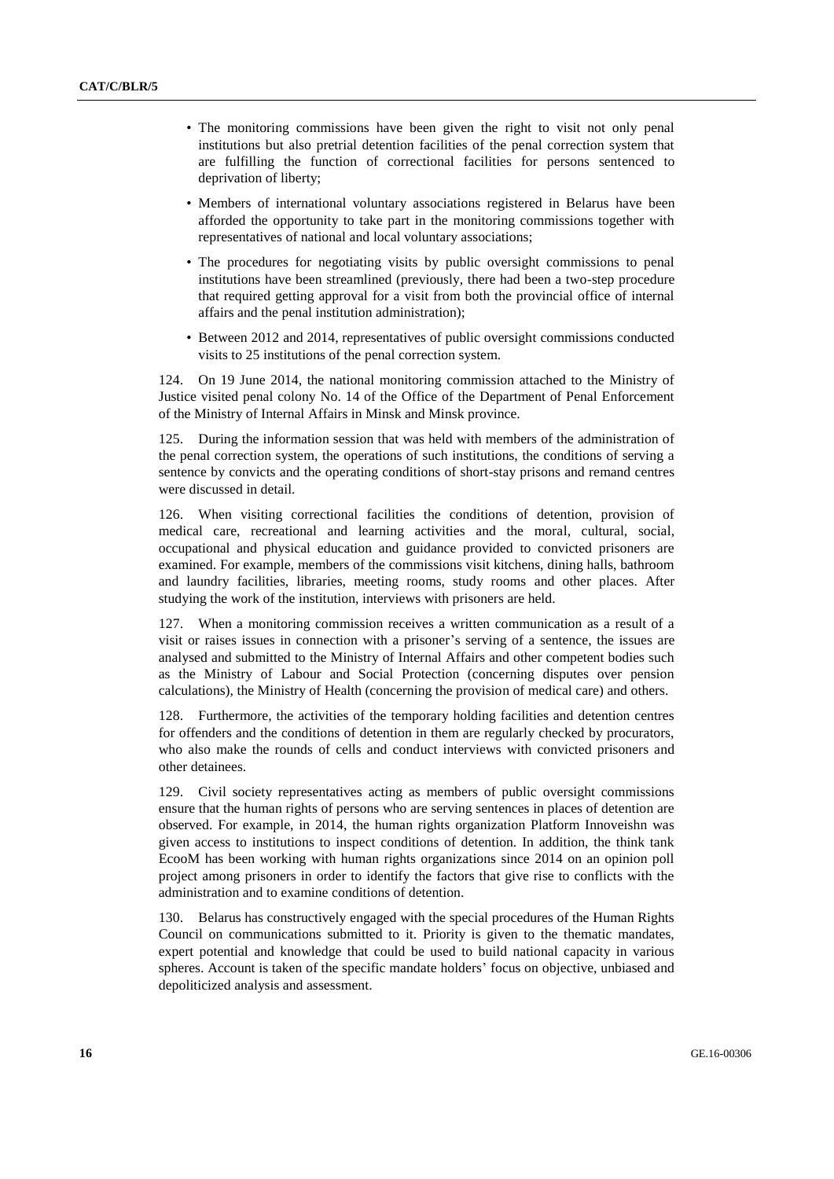- The monitoring commissions have been given the right to visit not only penal institutions but also pretrial detention facilities of the penal correction system that are fulfilling the function of correctional facilities for persons sentenced to deprivation of liberty;
- Members of international voluntary associations registered in Belarus have been afforded the opportunity to take part in the monitoring commissions together with representatives of national and local voluntary associations;
- The procedures for negotiating visits by public oversight commissions to penal institutions have been streamlined (previously, there had been a two-step procedure that required getting approval for a visit from both the provincial office of internal affairs and the penal institution administration);
- Between 2012 and 2014, representatives of public oversight commissions conducted visits to 25 institutions of the penal correction system.

124. On 19 June 2014, the national monitoring commission attached to the Ministry of Justice visited penal colony No. 14 of the Office of the Department of Penal Enforcement of the Ministry of Internal Affairs in Minsk and Minsk province.

125. During the information session that was held with members of the administration of the penal correction system, the operations of such institutions, the conditions of serving a sentence by convicts and the operating conditions of short-stay prisons and remand centres were discussed in detail.

126. When visiting correctional facilities the conditions of detention, provision of medical care, recreational and learning activities and the moral, cultural, social, occupational and physical education and guidance provided to convicted prisoners are examined. For example, members of the commissions visit kitchens, dining halls, bathroom and laundry facilities, libraries, meeting rooms, study rooms and other places. After studying the work of the institution, interviews with prisoners are held.

127. When a monitoring commission receives a written communication as a result of a visit or raises issues in connection with a prisoner's serving of a sentence, the issues are analysed and submitted to the Ministry of Internal Affairs and other competent bodies such as the Ministry of Labour and Social Protection (concerning disputes over pension calculations), the Ministry of Health (concerning the provision of medical care) and others.

128. Furthermore, the activities of the temporary holding facilities and detention centres for offenders and the conditions of detention in them are regularly checked by procurators, who also make the rounds of cells and conduct interviews with convicted prisoners and other detainees.

129. Civil society representatives acting as members of public oversight commissions ensure that the human rights of persons who are serving sentences in places of detention are observed. For example, in 2014, the human rights organization Platform Innoveishn was given access to institutions to inspect conditions of detention. In addition, the think tank EcooM has been working with human rights organizations since 2014 on an opinion poll project among prisoners in order to identify the factors that give rise to conflicts with the administration and to examine conditions of detention.

130. Belarus has constructively engaged with the special procedures of the Human Rights Council on communications submitted to it. Priority is given to the thematic mandates, expert potential and knowledge that could be used to build national capacity in various spheres. Account is taken of the specific mandate holders' focus on objective, unbiased and depoliticized analysis and assessment.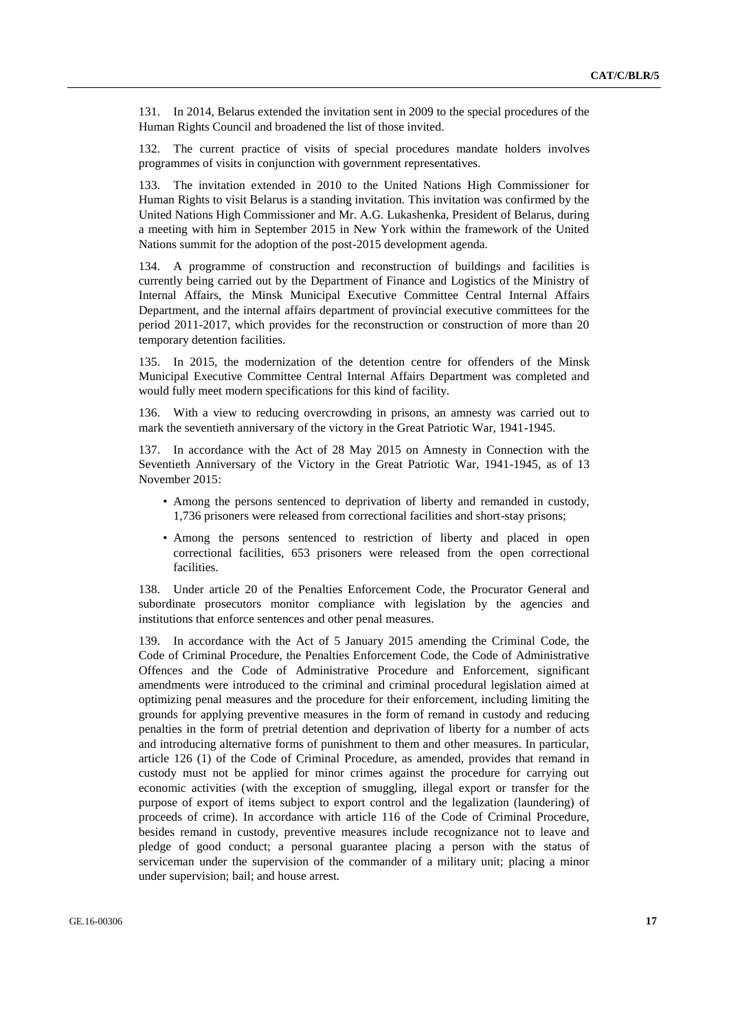131. In 2014, Belarus extended the invitation sent in 2009 to the special procedures of the Human Rights Council and broadened the list of those invited.

132. The current practice of visits of special procedures mandate holders involves programmes of visits in conjunction with government representatives.

133. The invitation extended in 2010 to the United Nations High Commissioner for Human Rights to visit Belarus is a standing invitation. This invitation was confirmed by the United Nations High Commissioner and Mr. A.G. Lukashenka, President of Belarus, during a meeting with him in September 2015 in New York within the framework of the United Nations summit for the adoption of the post-2015 development agenda.

134. A programme of construction and reconstruction of buildings and facilities is currently being carried out by the Department of Finance and Logistics of the Ministry of Internal Affairs, the Minsk Municipal Executive Committee Central Internal Affairs Department, and the internal affairs department of provincial executive committees for the period 2011-2017, which provides for the reconstruction or construction of more than 20 temporary detention facilities.

135. In 2015, the modernization of the detention centre for offenders of the Minsk Municipal Executive Committee Central Internal Affairs Department was completed and would fully meet modern specifications for this kind of facility.

136. With a view to reducing overcrowding in prisons, an amnesty was carried out to mark the seventieth anniversary of the victory in the Great Patriotic War, 1941-1945.

137. In accordance with the Act of 28 May 2015 on Amnesty in Connection with the Seventieth Anniversary of the Victory in the Great Patriotic War, 1941-1945, as of 13 November 2015:

- Among the persons sentenced to deprivation of liberty and remanded in custody, 1,736 prisoners were released from correctional facilities and short-stay prisons;
- Among the persons sentenced to restriction of liberty and placed in open correctional facilities, 653 prisoners were released from the open correctional facilities.

138. Under article 20 of the Penalties Enforcement Code, the Procurator General and subordinate prosecutors monitor compliance with legislation by the agencies and institutions that enforce sentences and other penal measures.

139. In accordance with the Act of 5 January 2015 amending the Criminal Code, the Code of Criminal Procedure, the Penalties Enforcement Code, the Code of Administrative Offences and the Code of Administrative Procedure and Enforcement, significant amendments were introduced to the criminal and criminal procedural legislation aimed at optimizing penal measures and the procedure for their enforcement, including limiting the grounds for applying preventive measures in the form of remand in custody and reducing penalties in the form of pretrial detention and deprivation of liberty for a number of acts and introducing alternative forms of punishment to them and other measures. In particular, article 126 (1) of the Code of Criminal Procedure, as amended, provides that remand in custody must not be applied for minor crimes against the procedure for carrying out economic activities (with the exception of smuggling, illegal export or transfer for the purpose of export of items subject to export control and the legalization (laundering) of proceeds of crime). In accordance with article 116 of the Code of Criminal Procedure, besides remand in custody, preventive measures include recognizance not to leave and pledge of good conduct; a personal guarantee placing a person with the status of serviceman under the supervision of the commander of a military unit; placing a minor under supervision; bail; and house arrest.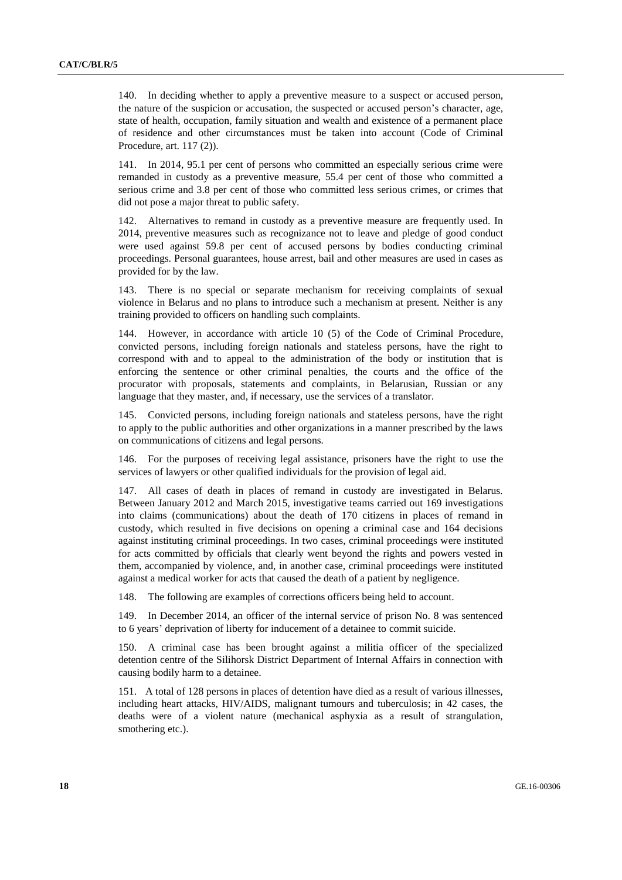140. In deciding whether to apply a preventive measure to a suspect or accused person, the nature of the suspicion or accusation, the suspected or accused person's character, age, state of health, occupation, family situation and wealth and existence of a permanent place of residence and other circumstances must be taken into account (Code of Criminal Procedure, art. 117 (2)).

141. In 2014, 95.1 per cent of persons who committed an especially serious crime were remanded in custody as a preventive measure, 55.4 per cent of those who committed a serious crime and 3.8 per cent of those who committed less serious crimes, or crimes that did not pose a major threat to public safety.

142. Alternatives to remand in custody as a preventive measure are frequently used. In 2014, preventive measures such as recognizance not to leave and pledge of good conduct were used against 59.8 per cent of accused persons by bodies conducting criminal proceedings. Personal guarantees, house arrest, bail and other measures are used in cases as provided for by the law.

143. There is no special or separate mechanism for receiving complaints of sexual violence in Belarus and no plans to introduce such a mechanism at present. Neither is any training provided to officers on handling such complaints.

144. However, in accordance with article 10 (5) of the Code of Criminal Procedure, convicted persons, including foreign nationals and stateless persons, have the right to correspond with and to appeal to the administration of the body or institution that is enforcing the sentence or other criminal penalties, the courts and the office of the procurator with proposals, statements and complaints, in Belarusian, Russian or any language that they master, and, if necessary, use the services of a translator.

145. Convicted persons, including foreign nationals and stateless persons, have the right to apply to the public authorities and other organizations in a manner prescribed by the laws on communications of citizens and legal persons.

146. For the purposes of receiving legal assistance, prisoners have the right to use the services of lawyers or other qualified individuals for the provision of legal aid.

147. All cases of death in places of remand in custody are investigated in Belarus. Between January 2012 and March 2015, investigative teams carried out 169 investigations into claims (communications) about the death of 170 citizens in places of remand in custody, which resulted in five decisions on opening a criminal case and 164 decisions against instituting criminal proceedings. In two cases, criminal proceedings were instituted for acts committed by officials that clearly went beyond the rights and powers vested in them, accompanied by violence, and, in another case, criminal proceedings were instituted against a medical worker for acts that caused the death of a patient by negligence.

148. The following are examples of corrections officers being held to account.

149. In December 2014, an officer of the internal service of prison No. 8 was sentenced to 6 years' deprivation of liberty for inducement of a detainee to commit suicide.

150. A criminal case has been brought against a militia officer of the specialized detention centre of the Silihorsk District Department of Internal Affairs in connection with causing bodily harm to a detainee.

151. A total of 128 persons in places of detention have died as a result of various illnesses, including heart attacks, HIV/AIDS, malignant tumours and tuberculosis; in 42 cases, the deaths were of a violent nature (mechanical asphyxia as a result of strangulation, smothering etc.).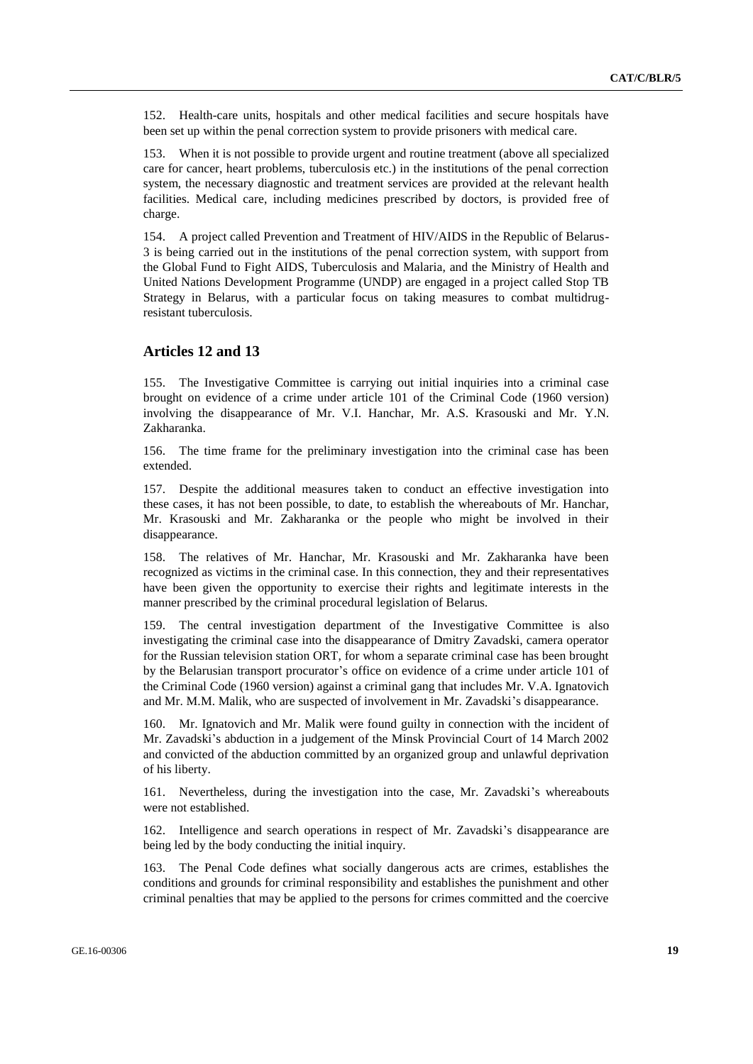152. Health-care units, hospitals and other medical facilities and secure hospitals have been set up within the penal correction system to provide prisoners with medical care.

153. When it is not possible to provide urgent and routine treatment (above all specialized care for cancer, heart problems, tuberculosis etc.) in the institutions of the penal correction system, the necessary diagnostic and treatment services are provided at the relevant health facilities. Medical care, including medicines prescribed by doctors, is provided free of charge.

154. A project called Prevention and Treatment of HIV/AIDS in the Republic of Belarus-3 is being carried out in the institutions of the penal correction system, with support from the Global Fund to Fight AIDS, Tuberculosis and Malaria, and the Ministry of Health and United Nations Development Programme (UNDP) are engaged in a project called Stop TB Strategy in Belarus, with a particular focus on taking measures to combat multidrug-resistant tuberculosis.

## Articles 12 and 13

155. The Investigative Committee is carrying out initial inquiries into a criminal case brought on evidence of a crime under article 101 of the Criminal Code (1960 version) involving the disappearance of Mr. V.I. Hanchar, Mr. A.S. Krasouski and Mr. Y.N. Zakharanka.

156. The time frame for the preliminary investigation into the criminal case has been extended.

157. Despite the additional measures taken to conduct an effective investigation into these cases, it has not been possible, to date, to establish the whereabouts of Mr. Hanchar, Mr. Krasouski and Mr. Zakharanka or the people who might be involved in their disappearance.

158. The relatives of Mr. Hanchar, Mr. Krasouski and Mr. Zakharanka have been recognized as victims in the criminal case. In this connection, they and their representatives have been given the opportunity to exercise their rights and legitimate interests in the manner prescribed by the criminal procedural legislation of Belarus.

159. The central investigation department of the Investigative Committee is also investigating the criminal case into the disappearance of Dmitry Zavadski, camera operator for the Russian television station ORT, for whom a separate criminal case has been brought by the Belarusian transport procurator's office on evidence of a crime under article 101 of the Criminal Code (1960 version) against a criminal gang that includes Mr. V.A. Ignatovich and Mr. M.M. Malik, who are suspected of involvement in Mr. Zavadski's disappearance.

160. Mr. Ignatovich and Mr. Malik were found guilty in connection with the incident of Mr. Zavadski's abduction in a judgement of the Minsk Provincial Court of 14 March 2002 and convicted of the abduction committed by an organized group and unlawful deprivation of his liberty.

161. Nevertheless, during the investigation into the case, Mr. Zavadski's whereabouts were not established.

162. Intelligence and search operations in respect of Mr. Zavadski's disappearance are being led by the body conducting the initial inquiry.

163. The Penal Code defines what socially dangerous acts are crimes, establishes the conditions and grounds for criminal responsibility and establishes the punishment and other criminal penalties that may be applied to the persons for crimes committed and the coercive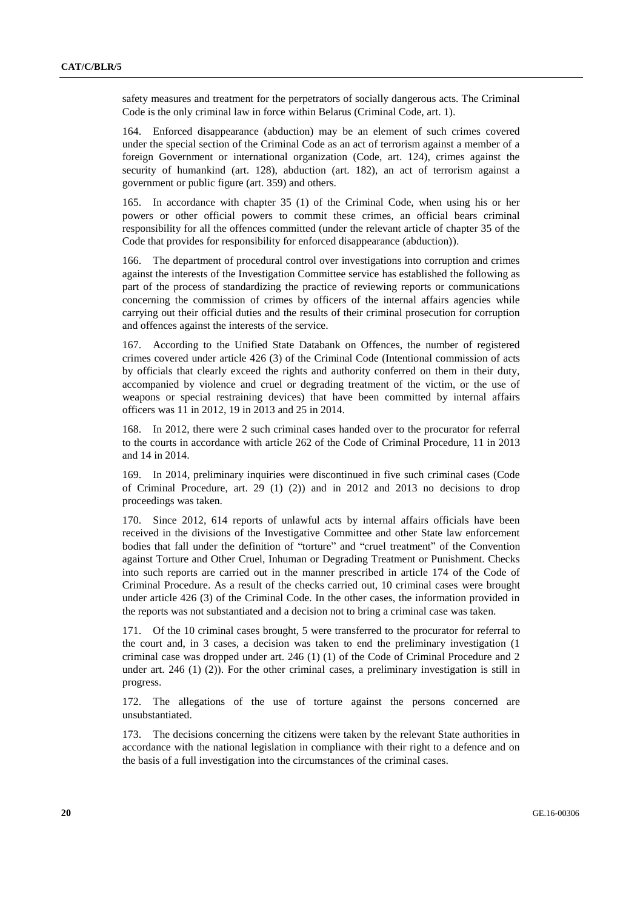safety measures and treatment for the perpetrators of socially dangerous acts. The Criminal Code is the only criminal law in force within Belarus (Criminal Code, art. 1).

164. Enforced disappearance (abduction) may be an element of such crimes covered under the special section of the Criminal Code as an act of terrorism against a member of a foreign Government or international organization (Code, art. 124), crimes against the security of humankind (art. 128), abduction (art. 182), an act of terrorism against a government or public figure (art. 359) and others.

165. In accordance with chapter 35 (1) of the Criminal Code, when using his or her powers or other official powers to commit these crimes, an official bears criminal responsibility for all the offences committed (under the relevant article of chapter 35 of the Code that provides for responsibility for enforced disappearance (abduction)).

166. The department of procedural control over investigations into corruption and crimes against the interests of the Investigation Committee service has established the following as part of the process of standardizing the practice of reviewing reports or communications concerning the commission of crimes by officers of the internal affairs agencies while carrying out their official duties and the results of their criminal prosecution for corruption and offences against the interests of the service.

167. According to the Unified State Databank on Offences, the number of registered crimes covered under article 426 (3) of the Criminal Code (Intentional commission of acts by officials that clearly exceed the rights and authority conferred on them in their duty, accompanied by violence and cruel or degrading treatment of the victim, or the use of weapons or special restraining devices) that have been committed by internal affairs officers was 11 in 2012, 19 in 2013 and 25 in 2014.

168. In 2012, there were 2 such criminal cases handed over to the procurator for referral to the courts in accordance with article 262 of the Code of Criminal Procedure, 11 in 2013 and 14 in 2014.

169. In 2014, preliminary inquiries were discontinued in five such criminal cases (Code of Criminal Procedure, art. 29 (1) (2)) and in 2012 and 2013 no decisions to drop proceedings was taken.

170. Since 2012, 614 reports of unlawful acts by internal affairs officials have been received in the divisions of the Investigative Committee and other State law enforcement bodies that fall under the definition of "torture" and "cruel treatment" of the Convention against Torture and Other Cruel, Inhuman or Degrading Treatment or Punishment. Checks into such reports are carried out in the manner prescribed in article 174 of the Code of Criminal Procedure. As a result of the checks carried out, 10 criminal cases were brought under article 426 (3) of the Criminal Code. In the other cases, the information provided in the reports was not substantiated and a decision not to bring a criminal case was taken.

171. Of the 10 criminal cases brought, 5 were transferred to the procurator for referral to the court and, in 3 cases, a decision was taken to end the preliminary investigation (1 criminal case was dropped under art. 246 (1) (1) of the Code of Criminal Procedure and 2 under art. 246 (1) (2)). For the other criminal cases, a preliminary investigation is still in progress.

172. The allegations of the use of torture against the persons concerned are unsubstantiated.

173. The decisions concerning the citizens were taken by the relevant State authorities in accordance with the national legislation in compliance with their right to a defence and on the basis of a full investigation into the circumstances of the criminal cases.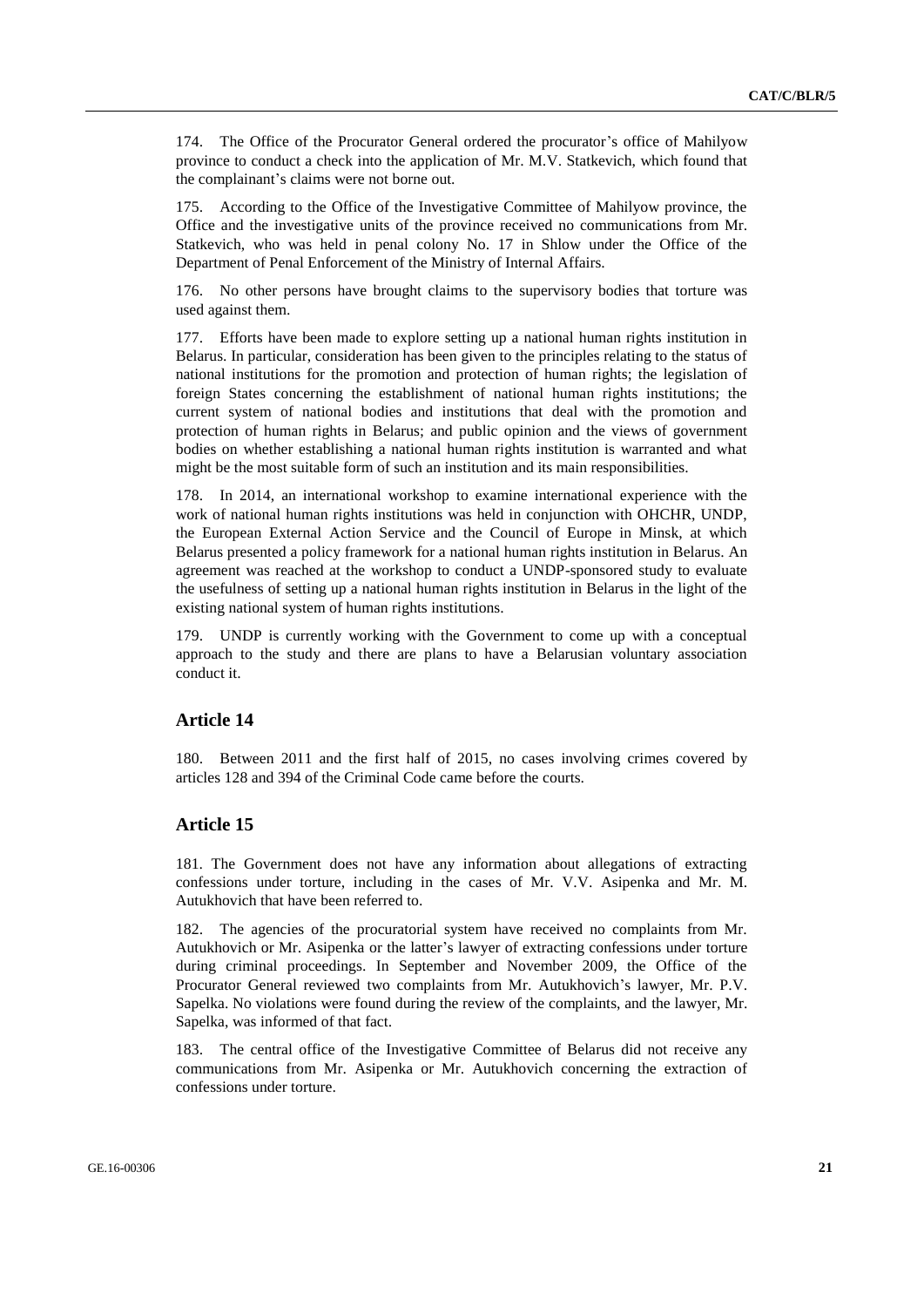174. The Office of the Procurator General ordered the procurator's office of Mahilyow province to conduct a check into the application of Mr. M.V. Statkevich, which found that the complainant's claims were not borne out.

175. According to the Office of the Investigative Committee of Mahilyow province, the Office and the investigative units of the province received no communications from Mr. Statkevich, who was held in penal colony No. 17 in Shlow under the Office of the Department of Penal Enforcement of the Ministry of Internal Affairs.

176. No other persons have brought claims to the supervisory bodies that torture was used against them.

177. Efforts have been made to explore setting up a national human rights institution in Belarus. In particular, consideration has been given to the principles relating to the status of national institutions for the promotion and protection of human rights; the legislation of foreign States concerning the establishment of national human rights institutions; the current system of national bodies and institutions that deal with the promotion and protection of human rights in Belarus; and public opinion and the views of government bodies on whether establishing a national human rights institution is warranted and what might be the most suitable form of such an institution and its main responsibilities.

178. In 2014, an international workshop to examine international experience with the work of national human rights institutions was held in conjunction with OHCHR, UNDP, the European External Action Service and the Council of Europe in Minsk, at which Belarus presented a policy framework for a national human rights institution in Belarus. An agreement was reached at the workshop to conduct a UNDP-sponsored study to evaluate the usefulness of setting up a national human rights institution in Belarus in the light of the existing national system of human rights institutions.

179. UNDP is currently working with the Government to come up with a conceptual approach to the study and there are plans to have a Belarusian voluntary association conduct it.

## Article 14

180. Between 2011 and the first half of 2015, no cases involving crimes covered by articles 128 and 394 of the Criminal Code came before the courts.

## Article 15

181. The Government does not have any information about allegations of extracting confessions under torture, including in the cases of Mr. V.V. Asipenka and Mr. M. Autukhovich that have been referred to.

182. The agencies of the procuratorial system have received no complaints from Mr. Autukhovich or Mr. Asipenka or the latter's lawyer of extracting confessions under torture during criminal proceedings. In September and November 2009, the Office of the Procurator General reviewed two complaints from Mr. Autukhovich's lawyer, Mr. P.V. Sapelka. No violations were found during the review of the complaints, and the lawyer, Mr. Sapelka, was informed of that fact.

183. The central office of the Investigative Committee of Belarus did not receive any communications from Mr. Asipenka or Mr. Autukhovich concerning the extraction of confessions under torture.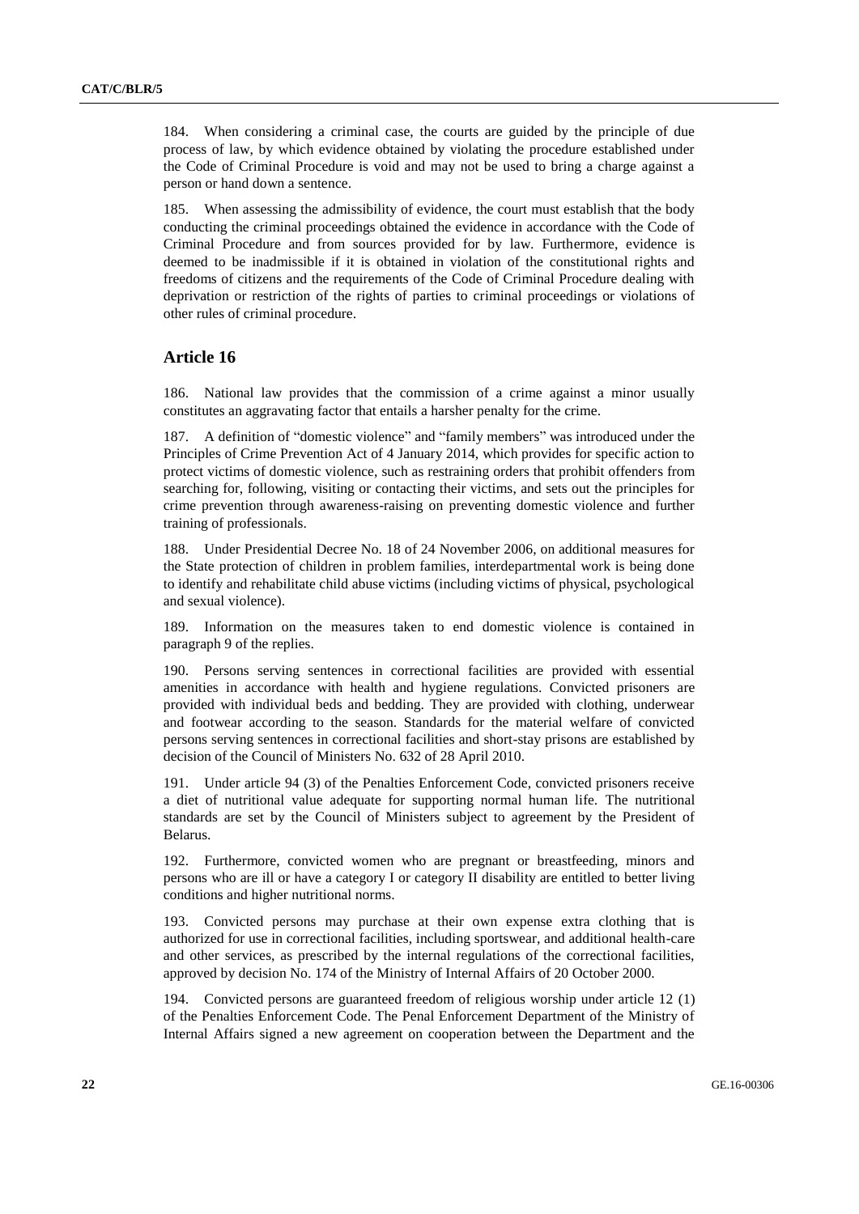184. When considering a criminal case, the courts are guided by the principle of due process of law, by which evidence obtained by violating the procedure established under the Code of Criminal Procedure is void and may not be used to bring a charge against a person or hand down a sentence.

185. When assessing the admissibility of evidence, the court must establish that the body conducting the criminal proceedings obtained the evidence in accordance with the Code of Criminal Procedure and from sources provided for by law. Furthermore, evidence is deemed to be inadmissible if it is obtained in violation of the constitutional rights and freedoms of citizens and the requirements of the Code of Criminal Procedure dealing with deprivation or restriction of the rights of parties to criminal proceedings or violations of other rules of criminal procedure.

## Article 16

186. National law provides that the commission of a crime against a minor usually constitutes an aggravating factor that entails a harsher penalty for the crime.

187. A definition of "domestic violence" and "family members" was introduced under the Principles of Crime Prevention Act of 4 January 2014, which provides for specific action to protect victims of domestic violence, such as restraining orders that prohibit offenders from searching for, following, visiting or contacting their victims, and sets out the principles for crime prevention through awareness-raising on preventing domestic violence and further training of professionals.

188. Under Presidential Decree No. 18 of 24 November 2006, on additional measures for the State protection of children in problem families, interdepartmental work is being done to identify and rehabilitate child abuse victims (including victims of physical, psychological and sexual violence).

189. Information on the measures taken to end domestic violence is contained in paragraph 9 of the replies.

190. Persons serving sentences in correctional facilities are provided with essential amenities in accordance with health and hygiene regulations. Convicted prisoners are provided with individual beds and bedding. They are provided with clothing, underwear and footwear according to the season. Standards for the material welfare of convicted persons serving sentences in correctional facilities and short-stay prisons are established by decision of the Council of Ministers No. 632 of 28 April 2010.

191. Under article 94 (3) of the Penalties Enforcement Code, convicted prisoners receive a diet of nutritional value adequate for supporting normal human life. The nutritional standards are set by the Council of Ministers subject to agreement by the President of Belarus.

192. Furthermore, convicted women who are pregnant or breastfeeding, minors and persons who are ill or have a category I or category II disability are entitled to better living conditions and higher nutritional norms.

193. Convicted persons may purchase at their own expense extra clothing that is authorized for use in correctional facilities, including sportswear, and additional health-care and other services, as prescribed by the internal regulations of the correctional facilities, approved by decision No. 174 of the Ministry of Internal Affairs of 20 October 2000.

194. Convicted persons are guaranteed freedom of religious worship under article 12 (1) of the Penalties Enforcement Code. The Penal Enforcement Department of the Ministry of Internal Affairs signed a new agreement on cooperation between the Department and the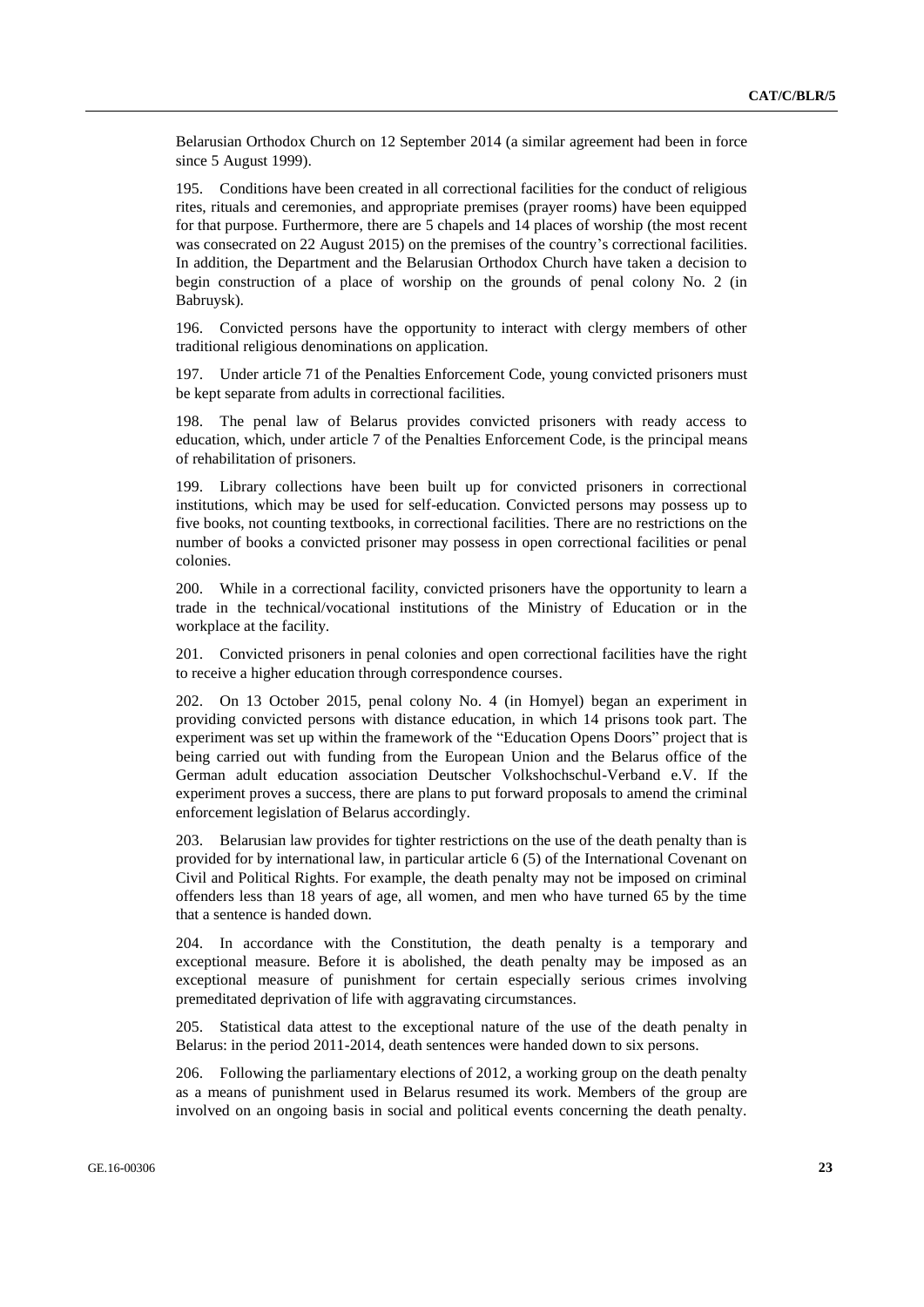Belarusian Orthodox Church on 12 September 2014 (a similar agreement had been in force since 5 August 1999).

195. Conditions have been created in all correctional facilities for the conduct of religious rites, rituals and ceremonies, and appropriate premises (prayer rooms) have been equipped for that purpose. Furthermore, there are 5 chapels and 14 places of worship (the most recent was consecrated on 22 August 2015) on the premises of the country's correctional facilities. In addition, the Department and the Belarusian Orthodox Church have taken a decision to begin construction of a place of worship on the grounds of penal colony No. 2 (in Babruysk).

196. Convicted persons have the opportunity to interact with clergy members of other traditional religious denominations on application.

197. Under article 71 of the Penalties Enforcement Code, young convicted prisoners must be kept separate from adults in correctional facilities.

198. The penal law of Belarus provides convicted prisoners with ready access to education, which, under article 7 of the Penalties Enforcement Code, is the principal means of rehabilitation of prisoners.

199. Library collections have been built up for convicted prisoners in correctional institutions, which may be used for self-education. Convicted persons may possess up to five books, not counting textbooks, in correctional facilities. There are no restrictions on the number of books a convicted prisoner may possess in open correctional facilities or penal colonies.

200. While in a correctional facility, convicted prisoners have the opportunity to learn a trade in the technical/vocational institutions of the Ministry of Education or in the workplace at the facility.

201. Convicted prisoners in penal colonies and open correctional facilities have the right to receive a higher education through correspondence courses.

202. On 13 October 2015, penal colony No. 4 (in Homyel) began an experiment in providing convicted persons with distance education, in which 14 prisons took part. The experiment was set up within the framework of the "Education Opens Doors" project that is being carried out with funding from the European Union and the Belarus office of the German adult education association Deutscher Volkshochschul-Verband e.V. If the experiment proves a success, there are plans to put forward proposals to amend the criminal enforcement legislation of Belarus accordingly.

203. Belarusian law provides for tighter restrictions on the use of the death penalty than is provided for by international law, in particular article 6 (5) of the International Covenant on Civil and Political Rights. For example, the death penalty may not be imposed on criminal offenders less than 18 years of age, all women, and men who have turned 65 by the time that a sentence is handed down.

204. In accordance with the Constitution, the death penalty is a temporary and exceptional measure. Before it is abolished, the death penalty may be imposed as an exceptional measure of punishment for certain especially serious crimes involving premeditated deprivation of life with aggravating circumstances.

205. Statistical data attest to the exceptional nature of the use of the death penalty in Belarus: in the period 2011-2014, death sentences were handed down to six persons.

206. Following the parliamentary elections of 2012, a working group on the death penalty as a means of punishment used in Belarus resumed its work. Members of the group are involved on an ongoing basis in social and political events concerning the death penalty.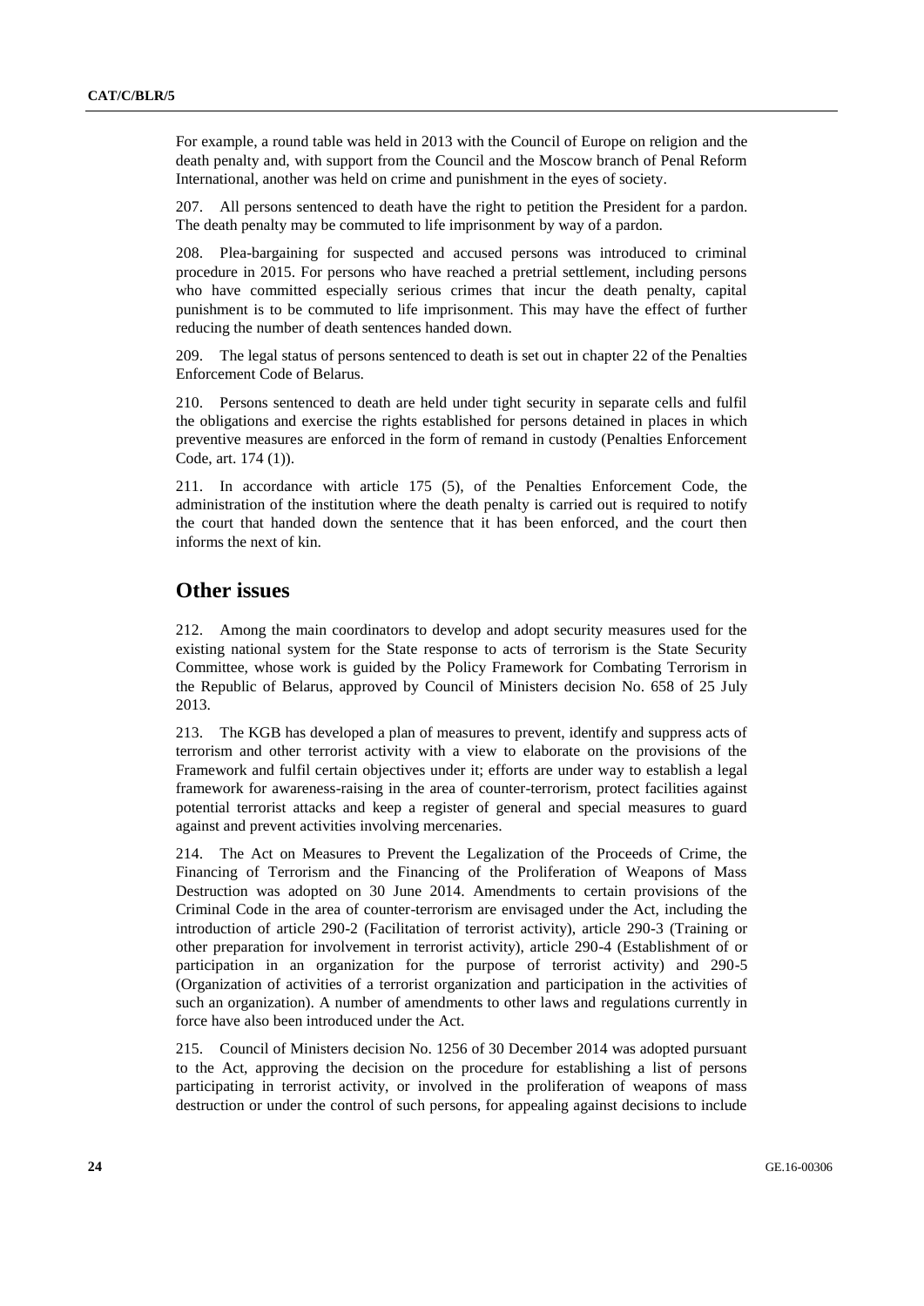For example, a round table was held in 2013 with the Council of Europe on religion and the death penalty and, with support from the Council and the Moscow branch of Penal Reform International, another was held on crime and punishment in the eyes of society.

207. All persons sentenced to death have the right to petition the President for a pardon. The death penalty may be commuted to life imprisonment by way of a pardon.

208. Plea-bargaining for suspected and accused persons was introduced to criminal procedure in 2015. For persons who have reached a pretrial settlement, including persons who have committed especially serious crimes that incur the death penalty, capital punishment is to be commuted to life imprisonment. This may have the effect of further reducing the number of death sentences handed down.

209. The legal status of persons sentenced to death is set out in chapter 22 of the Penalties Enforcement Code of Belarus.

210. Persons sentenced to death are held under tight security in separate cells and fulfil the obligations and exercise the rights established for persons detained in places in which preventive measures are enforced in the form of remand in custody (Penalties Enforcement Code, art. 174 (1)).

211. In accordance with article 175 (5), of the Penalties Enforcement Code, the administration of the institution where the death penalty is carried out is required to notify the court that handed down the sentence that it has been enforced, and the court then informs the next of kin.

## Other issues

212. Among the main coordinators to develop and adopt security measures used for the existing national system for the State response to acts of terrorism is the State Security Committee, whose work is guided by the Policy Framework for Combating Terrorism in the Republic of Belarus, approved by Council of Ministers decision No. 658 of 25 July 2013.

213. The KGB has developed a plan of measures to prevent, identify and suppress acts of terrorism and other terrorist activity with a view to elaborate on the provisions of the Framework and fulfil certain objectives under it; efforts are under way to establish a legal framework for awareness-raising in the area of counter-terrorism, protect facilities against potential terrorist attacks and keep a register of general and special measures to guard against and prevent activities involving mercenaries.

214. The Act on Measures to Prevent the Legalization of the Proceeds of Crime, the Financing of Terrorism and the Financing of the Proliferation of Weapons of Mass Destruction was adopted on 30 June 2014. Amendments to certain provisions of the Criminal Code in the area of counter-terrorism are envisaged under the Act, including the introduction of article 290-2 (Facilitation of terrorist activity), article 290-3 (Training or other preparation for involvement in terrorist activity), article 290-4 (Establishment of or participation in an organization for the purpose of terrorist activity) and 290-5 (Organization of activities of a terrorist organization and participation in the activities of such an organization). A number of amendments to other laws and regulations currently in force have also been introduced under the Act.

215. Council of Ministers decision No. 1256 of 30 December 2014 was adopted pursuant to the Act, approving the decision on the procedure for establishing a list of persons participating in terrorist activity, or involved in the proliferation of weapons of mass destruction or under the control of such persons, for appealing against decisions to include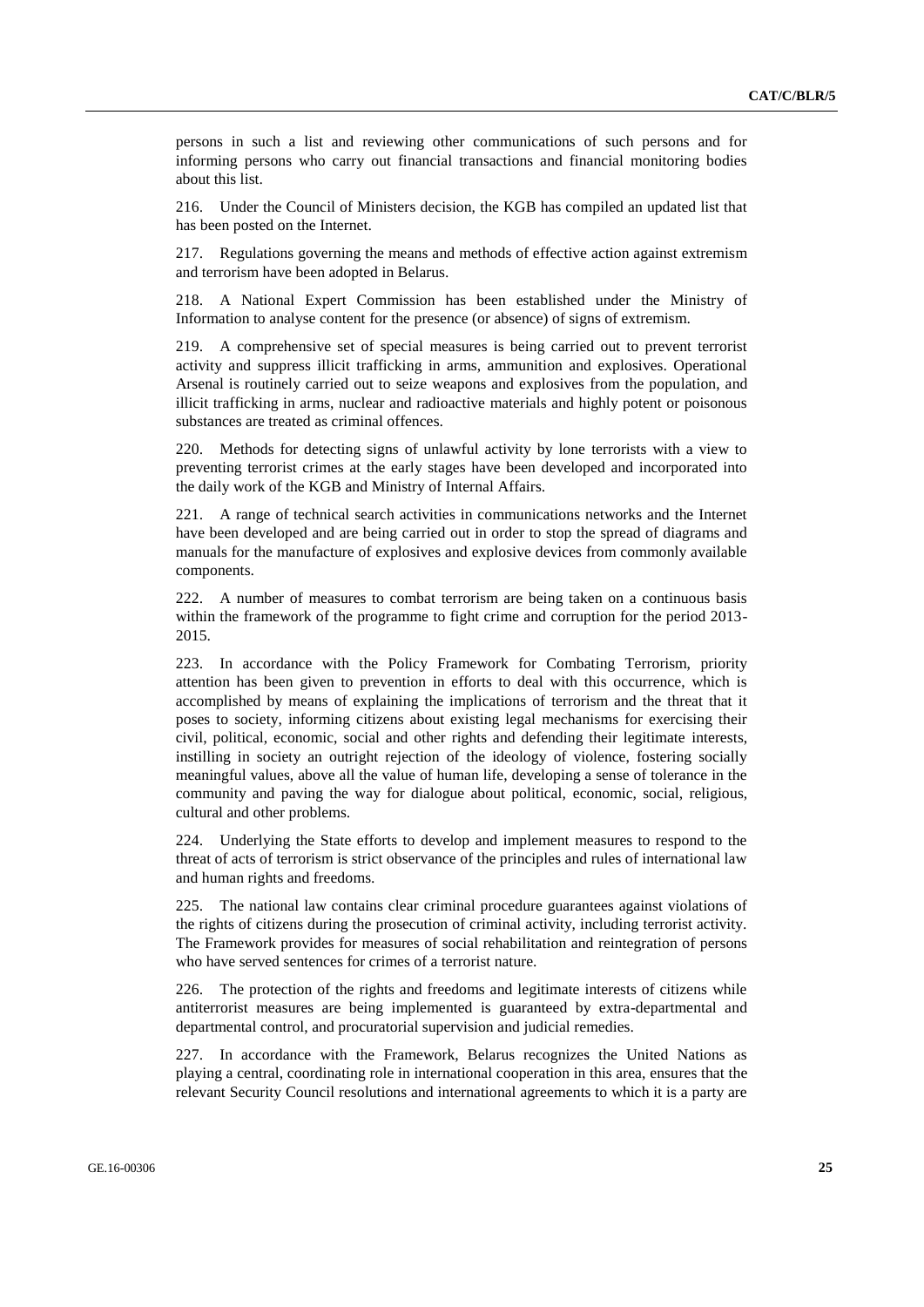persons in such a list and reviewing other communications of such persons and for informing persons who carry out financial transactions and financial monitoring bodies about this list.

216. Under the Council of Ministers decision, the KGB has compiled an updated list that has been posted on the Internet.

217. Regulations governing the means and methods of effective action against extremism and terrorism have been adopted in Belarus.

218. A National Expert Commission has been established under the Ministry of Information to analyse content for the presence (or absence) of signs of extremism.

219. A comprehensive set of special measures is being carried out to prevent terrorist activity and suppress illicit trafficking in arms, ammunition and explosives. Operational Arsenal is routinely carried out to seize weapons and explosives from the population, and illicit trafficking in arms, nuclear and radioactive materials and highly potent or poisonous substances are treated as criminal offences.

220. Methods for detecting signs of unlawful activity by lone terrorists with a view to preventing terrorist crimes at the early stages have been developed and incorporated into the daily work of the KGB and Ministry of Internal Affairs.

221. A range of technical search activities in communications networks and the Internet have been developed and are being carried out in order to stop the spread of diagrams and manuals for the manufacture of explosives and explosive devices from commonly available components.

222. A number of measures to combat terrorism are being taken on a continuous basis within the framework of the programme to fight crime and corruption for the period 2013-2015.

223. In accordance with the Policy Framework for Combating Terrorism, priority attention has been given to prevention in efforts to deal with this occurrence, which is accomplished by means of explaining the implications of terrorism and the threat that it poses to society, informing citizens about existing legal mechanisms for exercising their civil, political, economic, social and other rights and defending their legitimate interests, instilling in society an outright rejection of the ideology of violence, fostering socially meaningful values, above all the value of human life, developing a sense of tolerance in the community and paving the way for dialogue about political, economic, social, religious, cultural and other problems.

224. Underlying the State efforts to develop and implement measures to respond to the threat of acts of terrorism is strict observance of the principles and rules of international law and human rights and freedoms.

225. The national law contains clear criminal procedure guarantees against violations of the rights of citizens during the prosecution of criminal activity, including terrorist activity. The Framework provides for measures of social rehabilitation and reintegration of persons who have served sentences for crimes of a terrorist nature.

226. The protection of the rights and freedoms and legitimate interests of citizens while antiterrorist measures are being implemented is guaranteed by extra-departmental and departmental control, and procuratorial supervision and judicial remedies.

227. In accordance with the Framework, Belarus recognizes the United Nations as playing a central, coordinating role in international cooperation in this area, ensures that the relevant Security Council resolutions and international agreements to which it is a party are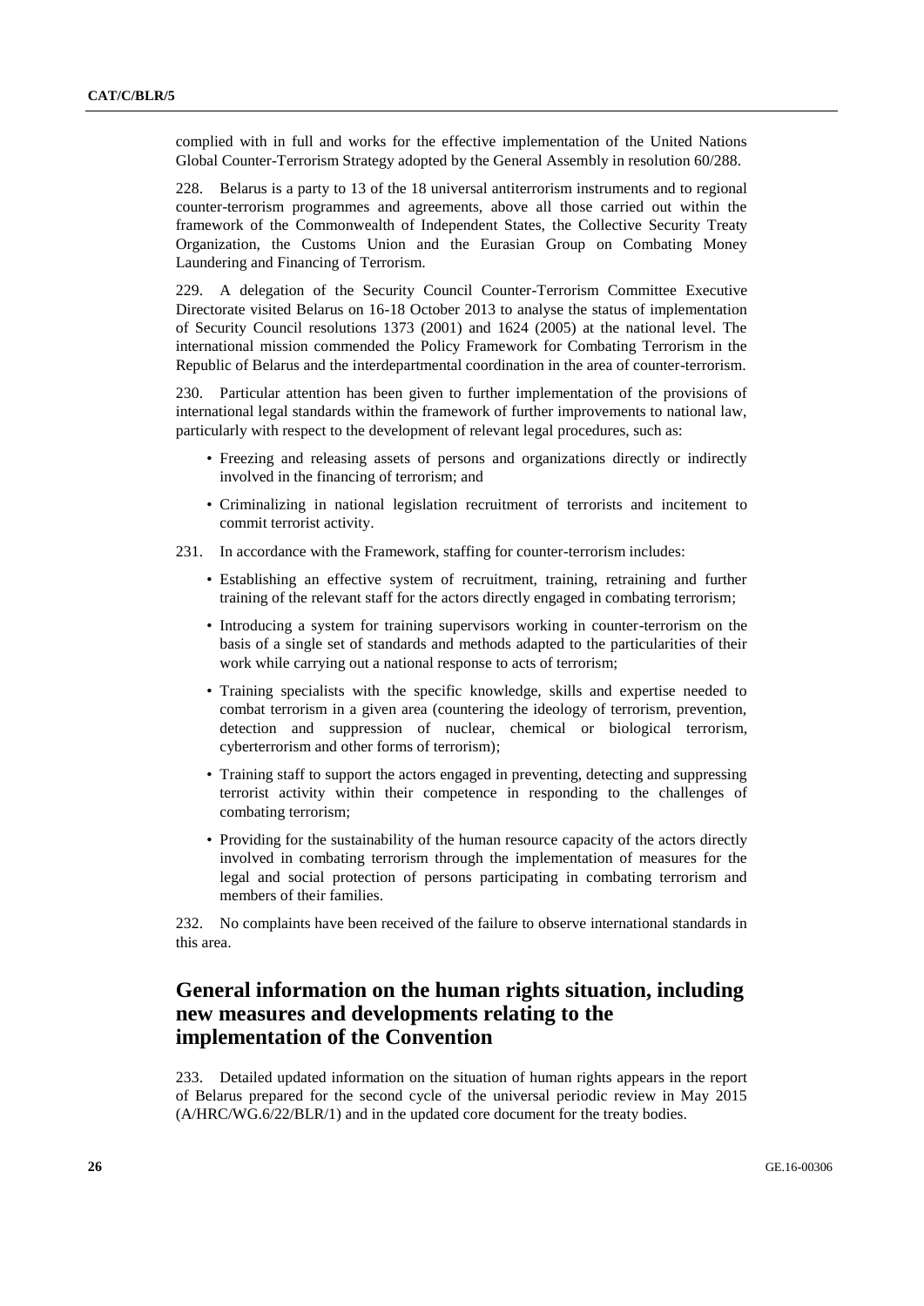complied with in full and works for the effective implementation of the United Nations Global Counter-Terrorism Strategy adopted by the General Assembly in resolution 60/288.

228. Belarus is a party to 13 of the 18 universal antiterrorism instruments and to regional counter-terrorism programmes and agreements, above all those carried out within the framework of the Commonwealth of Independent States, the Collective Security Treaty Organization, the Customs Union and the Eurasian Group on Combating Money Laundering and Financing of Terrorism.

229. A delegation of the Security Council Counter-Terrorism Committee Executive Directorate visited Belarus on 16-18 October 2013 to analyse the status of implementation of Security Council resolutions 1373 (2001) and 1624 (2005) at the national level. The international mission commended the Policy Framework for Combating Terrorism in the Republic of Belarus and the interdepartmental coordination in the area of counter-terrorism.

230. Particular attention has been given to further implementation of the provisions of international legal standards within the framework of further improvements to national law, particularly with respect to the development of relevant legal procedures, such as:

- Freezing and releasing assets of persons and organizations directly or indirectly involved in the financing of terrorism; and
- Criminalizing in national legislation recruitment of terrorists and incitement to commit terrorist activity.

231. In accordance with the Framework, staffing for counter-terrorism includes:

- Establishing an effective system of recruitment, training, retraining and further training of the relevant staff for the actors directly engaged in combating terrorism;
- Introducing a system for training supervisors working in counter-terrorism on the basis of a single set of standards and methods adapted to the particularities of their work while carrying out a national response to acts of terrorism;
- Training specialists with the specific knowledge, skills and expertise needed to combat terrorism in a given area (countering the ideology of terrorism, prevention, detection and suppression of nuclear, chemical or biological terrorism, cyberterrorism and other forms of terrorism);
- Training staff to support the actors engaged in preventing, detecting and suppressing terrorist activity within their competence in responding to the challenges of combating terrorism;
- Providing for the sustainability of the human resource capacity of the actors directly involved in combating terrorism through the implementation of measures for the legal and social protection of persons participating in combating terrorism and members of their families.

232. No complaints have been received of the failure to observe international standards in this area.

## General information on the human rights situation, including new measures and developments relating to the implementation of the Convention

233. Detailed updated information on the situation of human rights appears in the report of Belarus prepared for the second cycle of the universal periodic review in May 2015 (A/HRC/WG.6/22/BLR/1) and in the updated core document for the treaty bodies.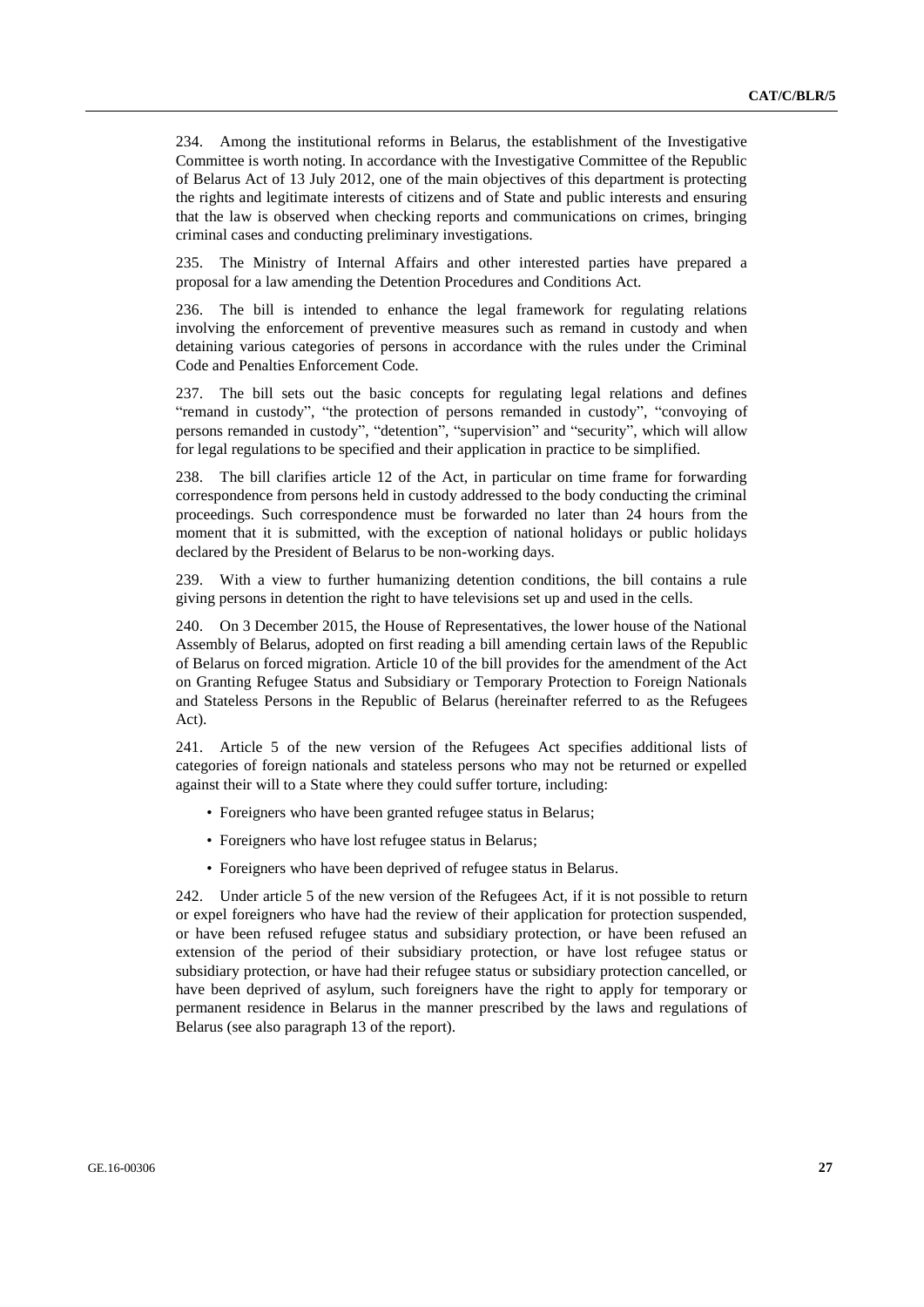234. Among the institutional reforms in Belarus, the establishment of the Investigative Committee is worth noting. In accordance with the Investigative Committee of the Republic of Belarus Act of 13 July 2012, one of the main objectives of this department is protecting the rights and legitimate interests of citizens and of State and public interests and ensuring that the law is observed when checking reports and communications on crimes, bringing criminal cases and conducting preliminary investigations.

235. The Ministry of Internal Affairs and other interested parties have prepared a proposal for a law amending the Detention Procedures and Conditions Act.

236. The bill is intended to enhance the legal framework for regulating relations involving the enforcement of preventive measures such as remand in custody and when detaining various categories of persons in accordance with the rules under the Criminal Code and Penalties Enforcement Code.

237. The bill sets out the basic concepts for regulating legal relations and defines "remand in custody", "the protection of persons remanded in custody", "convoying of persons remanded in custody", "detention", "supervision" and "security", which will allow for legal regulations to be specified and their application in practice to be simplified.

238. The bill clarifies article 12 of the Act, in particular on time frame for forwarding correspondence from persons held in custody addressed to the body conducting the criminal proceedings. Such correspondence must be forwarded no later than 24 hours from the moment that it is submitted, with the exception of national holidays or public holidays declared by the President of Belarus to be non-working days.

239. With a view to further humanizing detention conditions, the bill contains a rule giving persons in detention the right to have televisions set up and used in the cells.

240. On 3 December 2015, the House of Representatives, the lower house of the National Assembly of Belarus, adopted on first reading a bill amending certain laws of the Republic of Belarus on forced migration. Article 10 of the bill provides for the amendment of the Act on Granting Refugee Status and Subsidiary or Temporary Protection to Foreign Nationals and Stateless Persons in the Republic of Belarus (hereinafter referred to as the Refugees Act).

241. Article 5 of the new version of the Refugees Act specifies additional lists of categories of foreign nationals and stateless persons who may not be returned or expelled against their will to a State where they could suffer torture, including:

- Foreigners who have been granted refugee status in Belarus;
- Foreigners who have lost refugee status in Belarus;
- Foreigners who have been deprived of refugee status in Belarus.

242. Under article 5 of the new version of the Refugees Act, if it is not possible to return or expel foreigners who have had the review of their application for protection suspended, or have been refused refugee status and subsidiary protection, or have been refused an extension of the period of their subsidiary protection, or have lost refugee status or subsidiary protection, or have had their refugee status or subsidiary protection cancelled, or have been deprived of asylum, such foreigners have the right to apply for temporary or permanent residence in Belarus in the manner prescribed by the laws and regulations of Belarus (see also paragraph 13 of the report).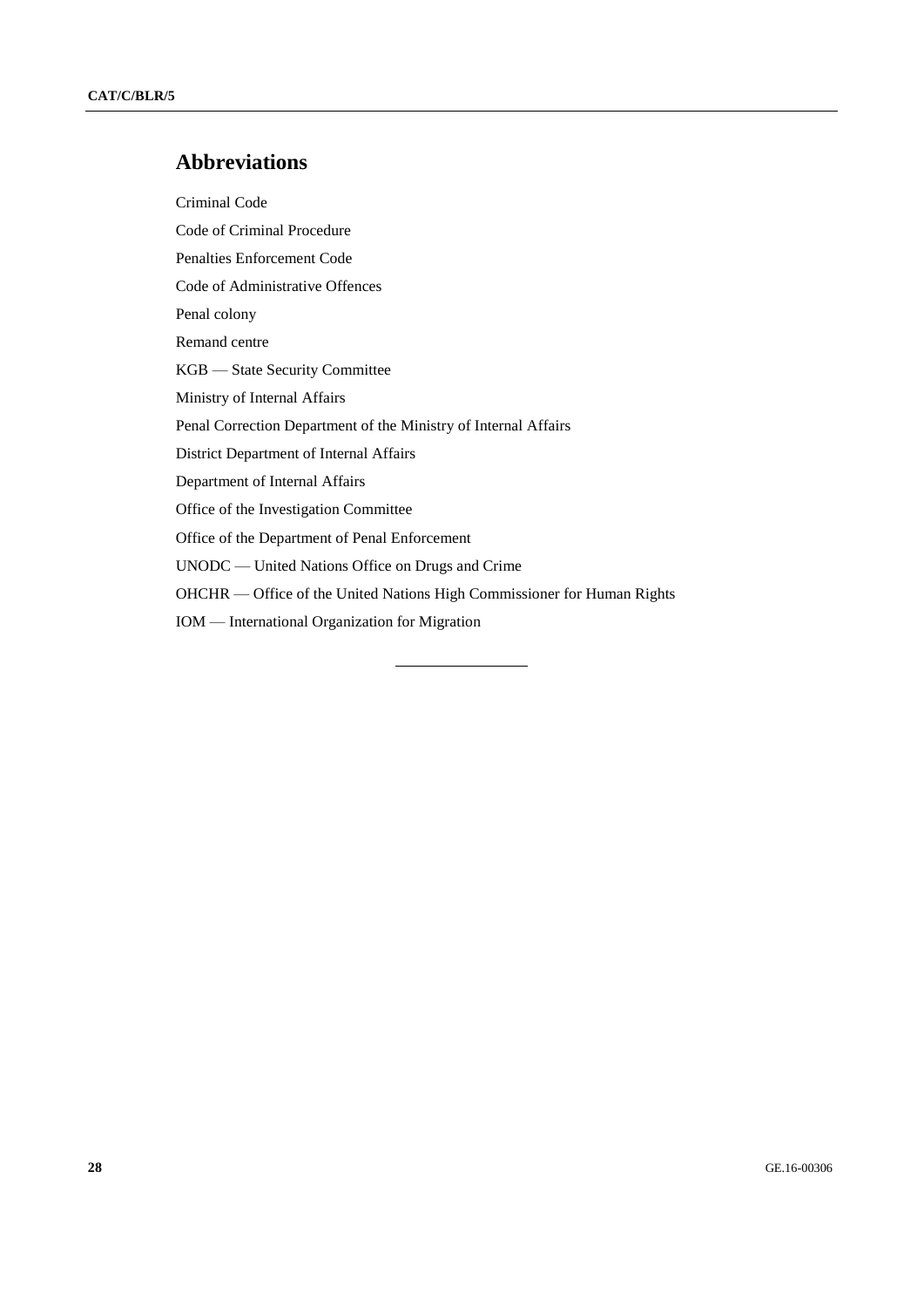## Abbreviations

Criminal Code

Code of Criminal Procedure

Penalties Enforcement Code

Code of Administrative Offences

Penal colony

Remand centre

KGB — State Security Committee

Ministry of Internal Affairs

Penal Correction Department of the Ministry of Internal Affairs

District Department of Internal Affairs

Department of Internal Affairs

Office of the Investigation Committee

Office of the Department of Penal Enforcement

UNODC — United Nations Office on Drugs and Crime

OHCHR — Office of the United Nations High Commissioner for Human Rights

IOM — International Organization for Migration